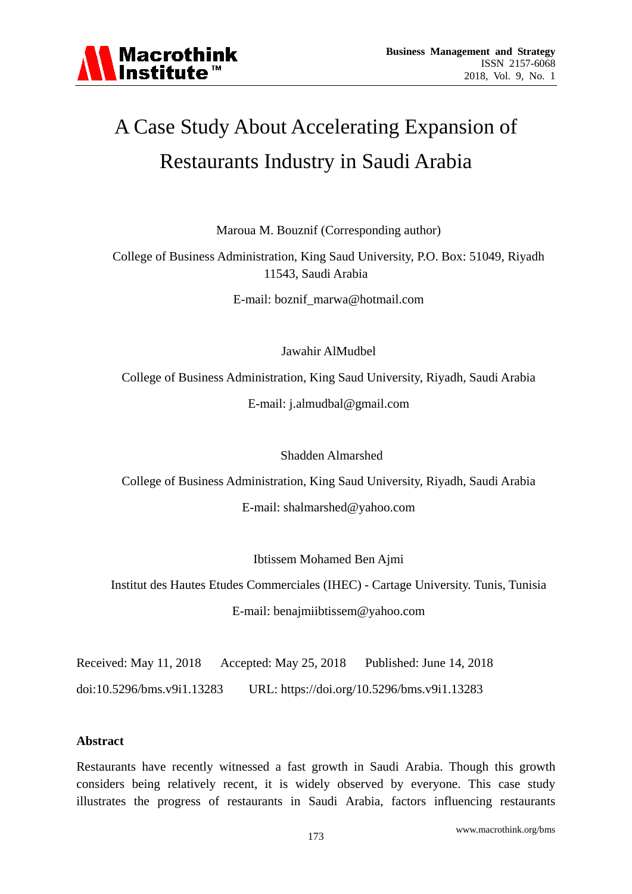# A Case Study About Accelerating Expansion of Restaurants Industry in Saudi Arabia

Maroua M. Bouznif (Corresponding author)

College of Business Administration, King Saud University, P.O. Box: 51049, Riyadh 11543, Saudi Arabia

E-mail: boznif_marwa@hotmail.com

Jawahir AlMudbel

College of Business Administration, King Saud University, Riyadh, Saudi Arabia

E-mail: j.almudbal@gmail.com

Shadden Almarshed

College of Business Administration, King Saud University, Riyadh, Saudi Arabia

E-mail: shalmarshed@yahoo.com

Ibtissem Mohamed Ben Ajmi

Institut des Hautes Etudes Commerciales (IHEC) - Cartage University. Tunis, Tunisia

E-mail: benajmiibtissem@yahoo.com

Received: May 11, 2018 Accepted: May 25, 2018 Published: June 14, 2018

doi:10.5296/bms.v9i1.13283 URL: https://doi.org/10.5296/bms.v9i1.13283

**Abstract**

Restaurants have recently witnessed a fast growth in Saudi Arabia. Though this growth considers being relatively recent, it is widely observed by everyone. This case study illustrates the progress of restaurants in Saudi Arabia, factors influencing restaurants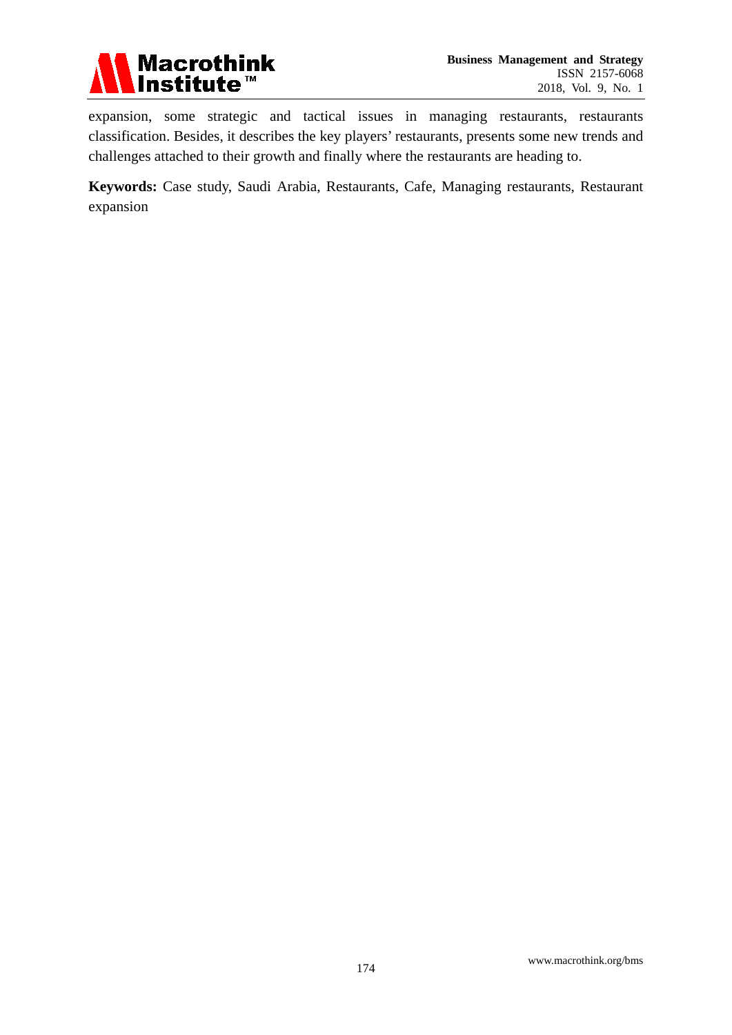expansion, some strategic and tactical issues in managing restaurants, restaurants classification. Besides, it describes the key players' restaurants, presents some new trends and challenges attached to their growth and finally where the restaurants are heading to.

**Keywords:** Case study, Saudi Arabia, Restaurants, Cafe, Managing restaurants, Restaurant expansion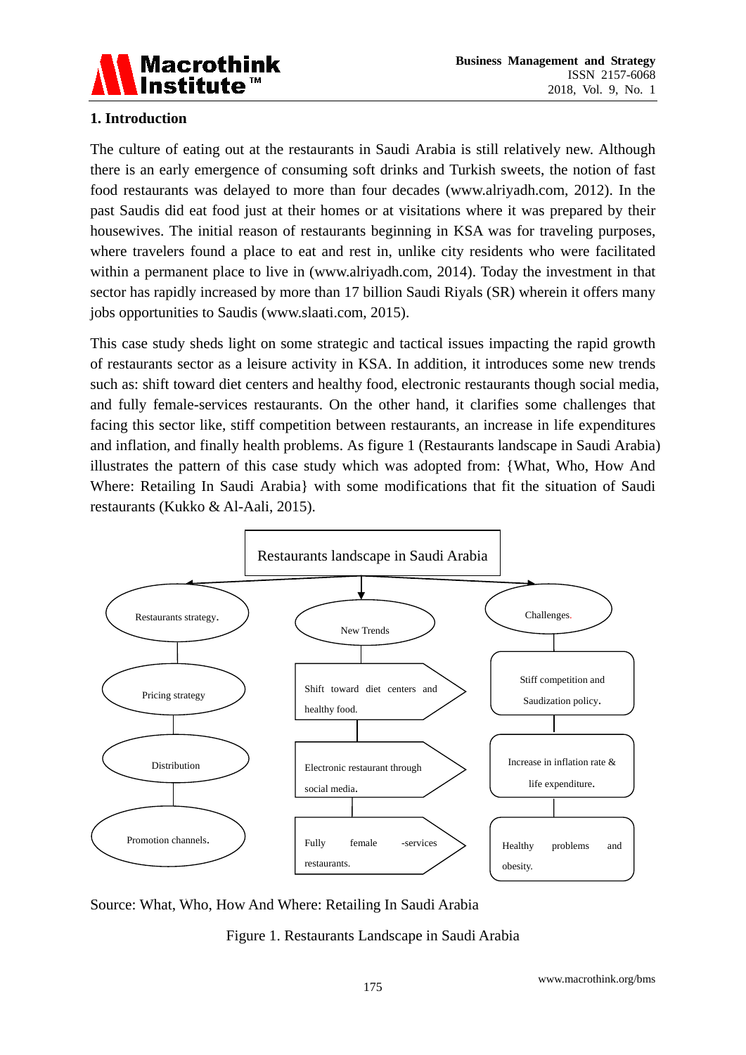## 1. Introduction

The culture of eating out at the restaurants in Saudi Arabia is still relatively new. Although there is an early emergence of consuming soft drinks and Turkish sweets, the notion of fast food restaurants was delayed to more than four decades (www.alriyadh.com, 2012). In the past Saudis did eat food just at their homes or at visitations where it was prepared by their housewives. The initial reason of restaurants beginning in KSA was for traveling purposes, where travelers found a place to eat and rest in, unlike city residents who were facilitated within a permanent place to live in (www.alriyadh.com, 2014). Today the investment in that sector has rapidly increased by more than 17 billion Saudi Riyals (SR) wherein it offers many jobs opportunities to Saudis (www.slaati.com, 2015).

This case study sheds light on some strategic and tactical issues impacting the rapid growth of restaurants sector as a leisure activity in KSA. In addition, it introduces some new trends such as: shift toward diet centers and healthy food, electronic restaurants though social media, and fully female-services restaurants. On the other hand, it clarifies some challenges that facing this sector like, stiff competition between restaurants, an increase in life expenditures and inflation, and finally health problems. As figure 1 (Restaurants landscape in Saudi Arabia) illustrates the pattern of this case study which was adopted from: {What, Who, How And Where: Retailing In Saudi Arabia} with some modifications that fit the situation of Saudi restaurants (Kukko & Al-Aali, 2015).

Restaurants landscape in Saudi Arabia

- Restaurants strategy.
  - Pricing strategy
  - Distribution
  - Promotion channels.
- New Trends
  - Shift toward diet centers and healthy food.
  - Electronic restaurant through social media.
  - Fully female -services restaurants.
- Challenges.
  - Stiff competition and Saudization policy.
  - Increase in inflation rate & life expenditure.
  - Healthy problems and obesity.

Source: What, Who, How And Where: Retailing In Saudi Arabia

Figure 1. Restaurants Landscape in Saudi Arabia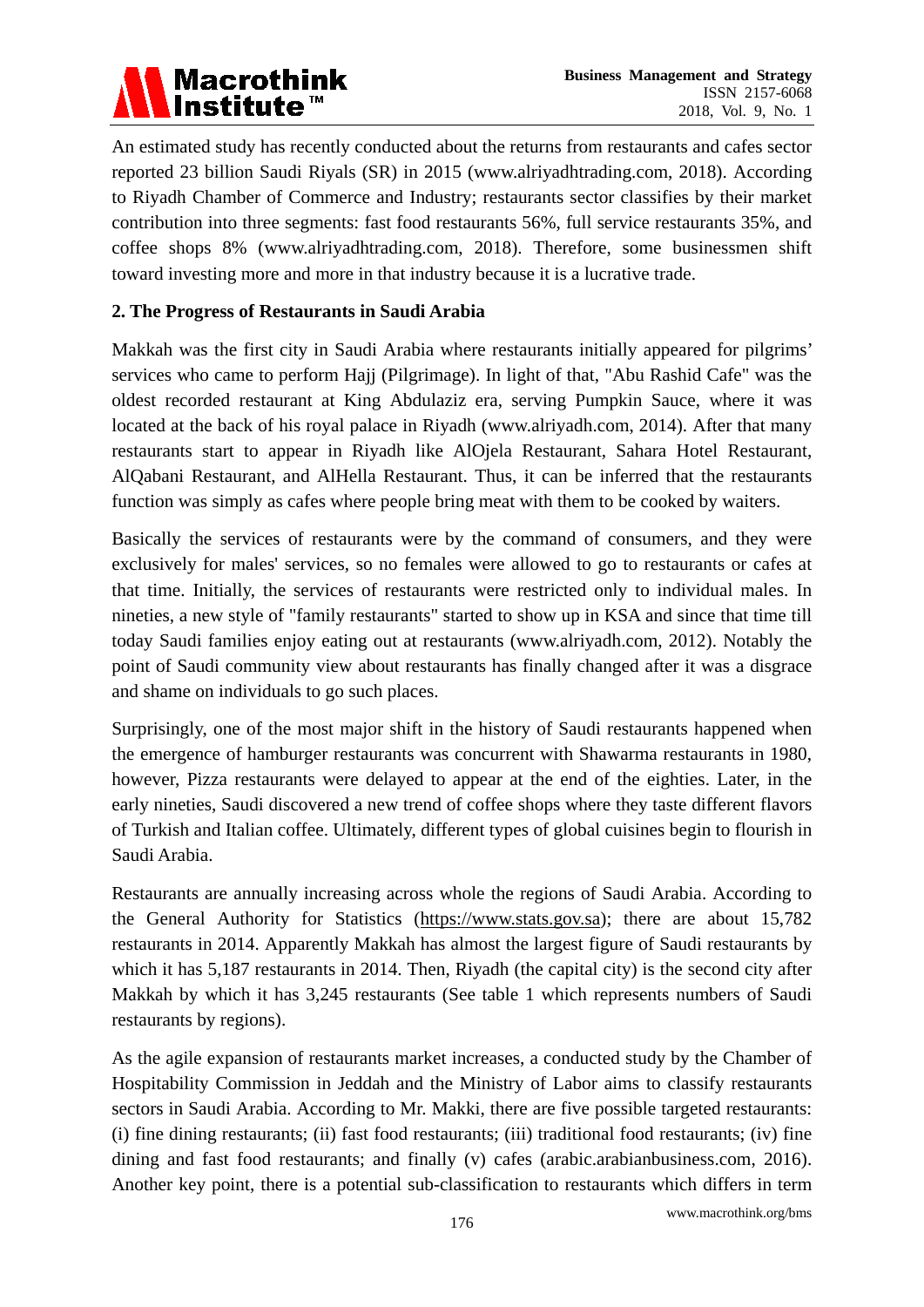An estimated study has recently conducted about the returns from restaurants and cafes sector reported 23 billion Saudi Riyals (SR) in 2015 (www.alriyadhtrading.com, 2018). According to Riyadh Chamber of Commerce and Industry; restaurants sector classifies by their market contribution into three segments: fast food restaurants 56%, full service restaurants 35%, and coffee shops 8% (www.alriyadhtrading.com, 2018). Therefore, some businessmen shift toward investing more and more in that industry because it is a lucrative trade.

## 2. The Progress of Restaurants in Saudi Arabia

Makkah was the first city in Saudi Arabia where restaurants initially appeared for pilgrims' services who came to perform Hajj (Pilgrimage). In light of that, "Abu Rashid Cafe" was the oldest recorded restaurant at King Abdulaziz era, serving Pumpkin Sauce, where it was located at the back of his royal palace in Riyadh (www.alriyadh.com, 2014). After that many restaurants start to appear in Riyadh like AlOjela Restaurant, Sahara Hotel Restaurant, AlQabani Restaurant, and AlHella Restaurant. Thus, it can be inferred that the restaurants function was simply as cafes where people bring meat with them to be cooked by waiters.

Basically the services of restaurants were by the command of consumers, and they were exclusively for males' services, so no females were allowed to go to restaurants or cafes at that time. Initially, the services of restaurants were restricted only to individual males. In nineties, a new style of "family restaurants" started to show up in KSA and since that time till today Saudi families enjoy eating out at restaurants (www.alriyadh.com, 2012). Notably the point of Saudi community view about restaurants has finally changed after it was a disgrace and shame on individuals to go such places.

Surprisingly, one of the most major shift in the history of Saudi restaurants happened when the emergence of hamburger restaurants was concurrent with Shawarma restaurants in 1980, however, Pizza restaurants were delayed to appear at the end of the eighties. Later, in the early nineties, Saudi discovered a new trend of coffee shops where they taste different flavors of Turkish and Italian coffee. Ultimately, different types of global cuisines begin to flourish in Saudi Arabia.

Restaurants are annually increasing across whole the regions of Saudi Arabia. According to the General Authority for Statistics (https://www.stats.gov.sa); there are about 15,782 restaurants in 2014. Apparently Makkah has almost the largest figure of Saudi restaurants by which it has 5,187 restaurants in 2014. Then, Riyadh (the capital city) is the second city after Makkah by which it has 3,245 restaurants (See table 1 which represents numbers of Saudi restaurants by regions).

As the agile expansion of restaurants market increases, a conducted study by the Chamber of Hospitability Commission in Jeddah and the Ministry of Labor aims to classify restaurants sectors in Saudi Arabia. According to Mr. Makki, there are five possible targeted restaurants: (i) fine dining restaurants; (ii) fast food restaurants; (iii) traditional food restaurants; (iv) fine dining and fast food restaurants; and finally (v) cafes (arabic.arabianbusiness.com, 2016). Another key point, there is a potential sub-classification to restaurants which differs in term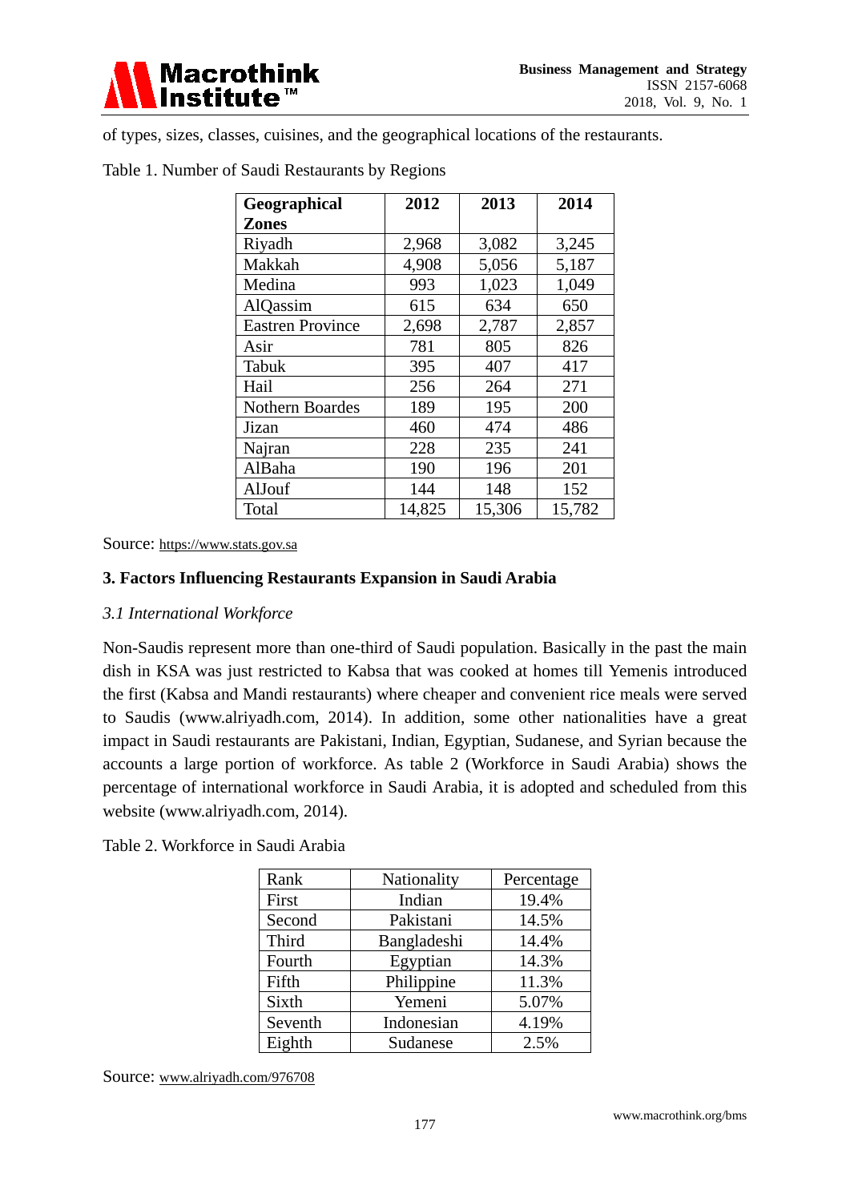of types, sizes, classes, cuisines, and the geographical locations of the restaurants.

Table 1. Number of Saudi Restaurants by Regions

| **Geographical Zones** | **2012** | **2013** | **2014** |
|---|---|---|---|
| Riyadh | 2,968 | 3,082 | 3,245 |
| Makkah | 4,908 | 5,056 | 5,187 |
| Medina | 993 | 1,023 | 1,049 |
| AlQassim | 615 | 634 | 650 |
| Eastren Province | 2,698 | 2,787 | 2,857 |
| Asir | 781 | 805 | 826 |
| Tabuk | 395 | 407 | 417 |
| Hail | 256 | 264 | 271 |
| Nothern Boardes | 189 | 195 | 200 |
| Jizan | 460 | 474 | 486 |
| Najran | 228 | 235 | 241 |
| AlBaha | 190 | 196 | 201 |
| AlJouf | 144 | 148 | 152 |
| Total | 14,825 | 15,306 | 15,782 |

Source: https://www.stats.gov.sa

## 3. Factors Influencing Restaurants Expansion in Saudi Arabia

### *3.1 International Workforce*

Non-Saudis represent more than one-third of Saudi population. Basically in the past the main dish in KSA was just restricted to Kabsa that was cooked at homes till Yemenis introduced the first (Kabsa and Mandi restaurants) where cheaper and convenient rice meals were served to Saudis (www.alriyadh.com, 2014). In addition, some other nationalities have a great impact in Saudi restaurants are Pakistani, Indian, Egyptian, Sudanese, and Syrian because the accounts a large portion of workforce. As table 2 (Workforce in Saudi Arabia) shows the percentage of international workforce in Saudi Arabia, it is adopted and scheduled from this website (www.alriyadh.com, 2014).

Table 2. Workforce in Saudi Arabia

| Rank | Nationality | Percentage |
|---|---|---|
| First | Indian | 19.4% |
| Second | Pakistani | 14.5% |
| Third | Bangladeshi | 14.4% |
| Fourth | Egyptian | 14.3% |
| Fifth | Philippine | 11.3% |
| Sixth | Yemeni | 5.07% |
| Seventh | Indonesian | 4.19% |
| Eighth | Sudanese | 2.5% |

Source: www.alriyadh.com/976708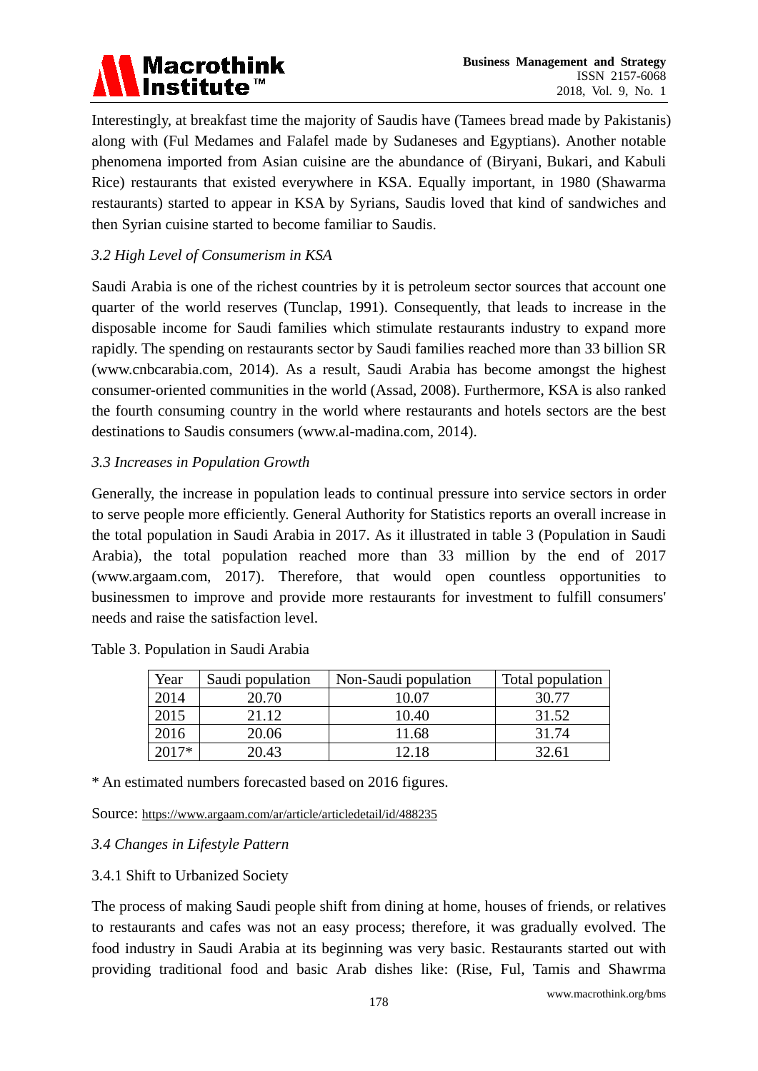Interestingly, at breakfast time the majority of Saudis have (Tamees bread made by Pakistanis) along with (Ful Medames and Falafel made by Sudaneses and Egyptians). Another notable phenomena imported from Asian cuisine are the abundance of (Biryani, Bukari, and Kabuli Rice) restaurants that existed everywhere in KSA. Equally important, in 1980 (Shawarma restaurants) started to appear in KSA by Syrians, Saudis loved that kind of sandwiches and then Syrian cuisine started to become familiar to Saudis.

### *3.2 High Level of Consumerism in KSA*

Saudi Arabia is one of the richest countries by it is petroleum sector sources that account one quarter of the world reserves (Tunclap, 1991). Consequently, that leads to increase in the disposable income for Saudi families which stimulate restaurants industry to expand more rapidly. The spending on restaurants sector by Saudi families reached more than 33 billion SR (www.cnbcarabia.com, 2014). As a result, Saudi Arabia has become amongst the highest consumer-oriented communities in the world (Assad, 2008). Furthermore, KSA is also ranked the fourth consuming country in the world where restaurants and hotels sectors are the best destinations to Saudis consumers (www.al-madina.com, 2014).

### *3.3 Increases in Population Growth*

Generally, the increase in population leads to continual pressure into service sectors in order to serve people more efficiently. General Authority for Statistics reports an overall increase in the total population in Saudi Arabia in 2017. As it illustrated in table 3 (Population in Saudi Arabia), the total population reached more than 33 million by the end of 2017 (www.argaam.com, 2017). Therefore, that would open countless opportunities to businessmen to improve and provide more restaurants for investment to fulfill consumers' needs and raise the satisfaction level.

Table 3. Population in Saudi Arabia

| Year | Saudi population | Non-Saudi population | Total population |
|---|---|---|---|
| 2014 | 20.70 | 10.07 | 30.77 |
| 2015 | 21.12 | 10.40 | 31.52 |
| 2016 | 20.06 | 11.68 | 31.74 |
| 2017* | 20.43 | 12.18 | 32.61 |

* An estimated numbers forecasted based on 2016 figures.

Source: https://www.argaam.com/ar/article/articledetail/id/488235

### *3.4 Changes in Lifestyle Pattern*

#### 3.4.1 Shift to Urbanized Society

The process of making Saudi people shift from dining at home, houses of friends, or relatives to restaurants and cafes was not an easy process; therefore, it was gradually evolved. The food industry in Saudi Arabia at its beginning was very basic. Restaurants started out with providing traditional food and basic Arab dishes like: (Rise, Ful, Tamis and Shawrma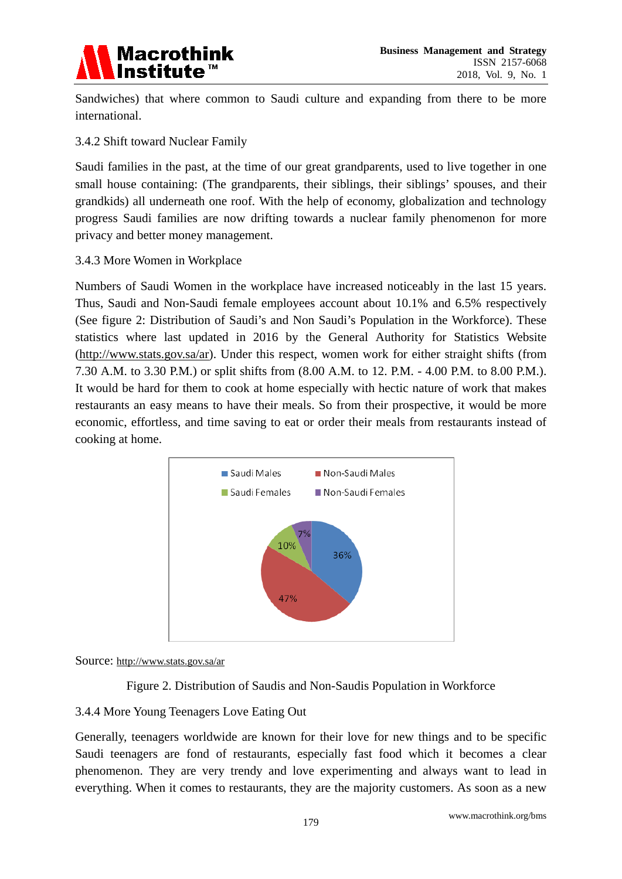Sandwiches) that where common to Saudi culture and expanding from there to be more international.

### 3.4.2 Shift toward Nuclear Family

Saudi families in the past, at the time of our great grandparents, used to live together in one small house containing: (The grandparents, their siblings, their siblings' spouses, and their grandkids) all underneath one roof. With the help of economy, globalization and technology progress Saudi families are now drifting towards a nuclear family phenomenon for more privacy and better money management.

### 3.4.3 More Women in Workplace

Numbers of Saudi Women in the workplace have increased noticeably in the last 15 years. Thus, Saudi and Non-Saudi female employees account about 10.1% and 6.5% respectively (See figure 2: Distribution of Saudi's and Non Saudi's Population in the Workforce). These statistics where last updated in 2016 by the General Authority for Statistics Website (http://www.stats.gov.sa/ar). Under this respect, women work for either straight shifts (from 7.30 A.M. to 3.30 P.M.) or split shifts from (8.00 A.M. to 12. P.M. - 4.00 P.M. to 8.00 P.M.). It would be hard for them to cook at home especially with hectic nature of work that makes restaurants an easy means to have their meals. So from their prospective, it would be more economic, effortless, and time saving to eat or order their meals from restaurants instead of cooking at home.

| Category | Share |
|---|---|
| Saudi Males | 36% |
| Non-Saudi Males | 47% |
| Saudi Females | 10% |
| Non-Saudi Females | 7% |

Source: http://www.stats.gov.sa/ar

Figure 2. Distribution of Saudis and Non-Saudis Population in Workforce

### 3.4.4 More Young Teenagers Love Eating Out

Generally, teenagers worldwide are known for their love for new things and to be specific Saudi teenagers are fond of restaurants, especially fast food which it becomes a clear phenomenon. They are very trendy and love experimenting and always want to lead in everything. When it comes to restaurants, they are the majority customers. As soon as a new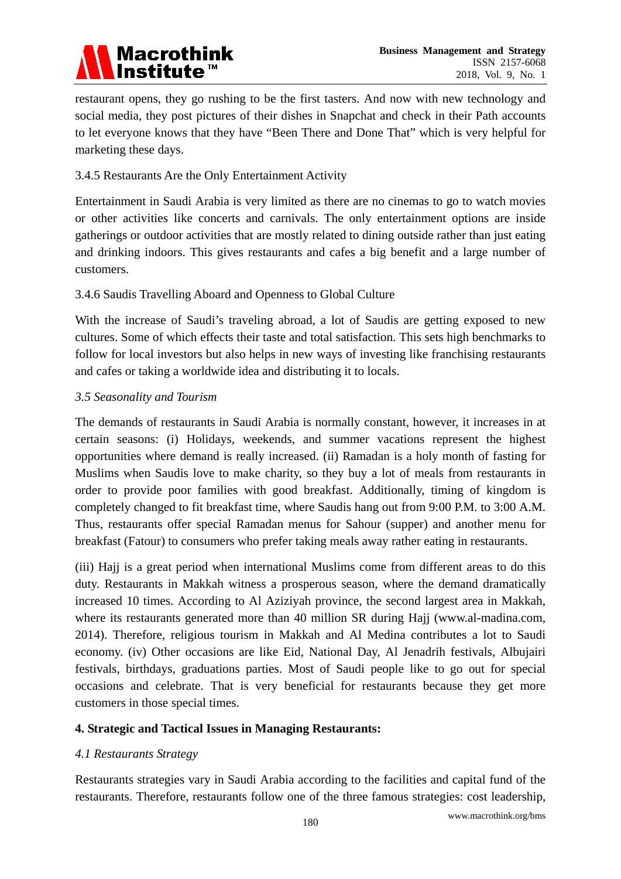restaurant opens, they go rushing to be the first tasters. And now with new technology and social media, they post pictures of their dishes in Snapchat and check in their Path accounts to let everyone knows that they have "Been There and Done That" which is very helpful for marketing these days.

#### 3.4.5 Restaurants Are the Only Entertainment Activity

Entertainment in Saudi Arabia is very limited as there are no cinemas to go to watch movies or other activities like concerts and carnivals. The only entertainment options are inside gatherings or outdoor activities that are mostly related to dining outside rather than just eating and drinking indoors. This gives restaurants and cafes a big benefit and a large number of customers.

#### 3.4.6 Saudis Travelling Aboard and Openness to Global Culture

With the increase of Saudi's traveling abroad, a lot of Saudis are getting exposed to new cultures. Some of which effects their taste and total satisfaction. This sets high benchmarks to follow for local investors but also helps in new ways of investing like franchising restaurants and cafes or taking a worldwide idea and distributing it to locals.

### *3.5 Seasonality and Tourism*

The demands of restaurants in Saudi Arabia is normally constant, however, it increases in at certain seasons: (i) Holidays, weekends, and summer vacations represent the highest opportunities where demand is really increased. (ii) Ramadan is a holy month of fasting for Muslims when Saudis love to make charity, so they buy a lot of meals from restaurants in order to provide poor families with good breakfast. Additionally, timing of kingdom is completely changed to fit breakfast time, where Saudis hang out from 9:00 P.M. to 3:00 A.M. Thus, restaurants offer special Ramadan menus for Sahour (supper) and another menu for breakfast (Fatour) to consumers who prefer taking meals away rather eating in restaurants.

(iii) Hajj is a great period when international Muslims come from different areas to do this duty. Restaurants in Makkah witness a prosperous season, where the demand dramatically increased 10 times. According to Al Aziziyah province, the second largest area in Makkah, where its restaurants generated more than 40 million SR during Hajj (www.al-madina.com, 2014). Therefore, religious tourism in Makkah and Al Medina contributes a lot to Saudi economy. (iv) Other occasions are like Eid, National Day, Al Jenadrih festivals, Albujairi festivals, birthdays, graduations parties. Most of Saudi people like to go out for special occasions and celebrate. That is very beneficial for restaurants because they get more customers in those special times.

## 4. Strategic and Tactical Issues in Managing Restaurants:

### *4.1 Restaurants Strategy*

Restaurants strategies vary in Saudi Arabia according to the facilities and capital fund of the restaurants. Therefore, restaurants follow one of the three famous strategies: cost leadership,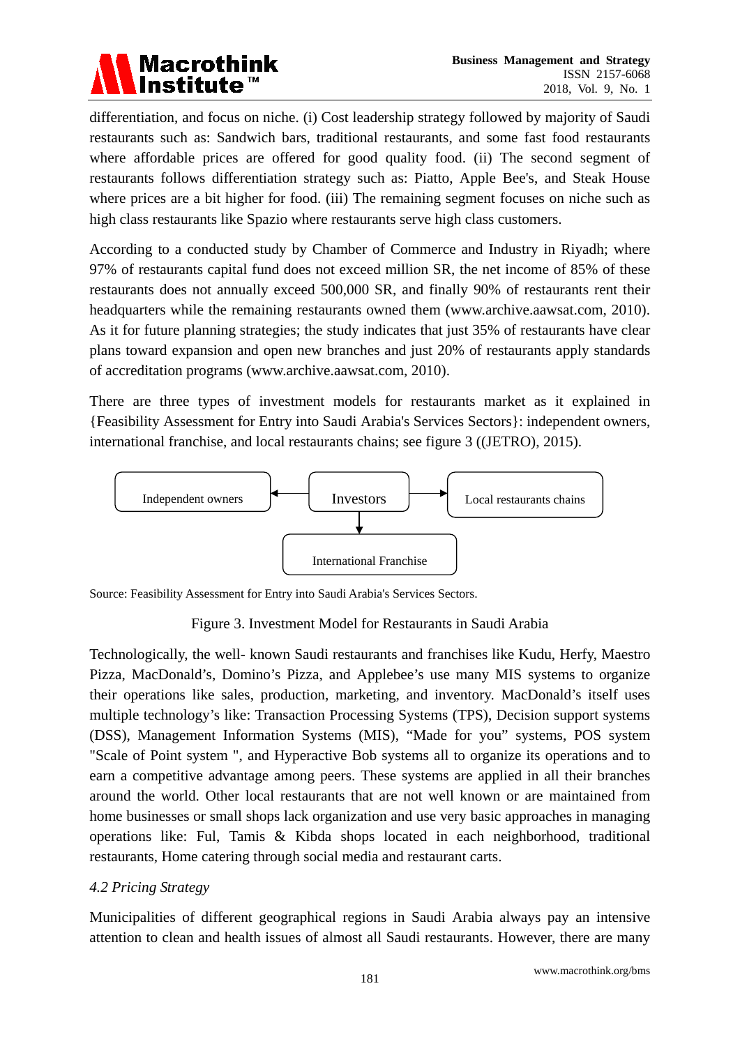differentiation, and focus on niche. (i) Cost leadership strategy followed by majority of Saudi restaurants such as: Sandwich bars, traditional restaurants, and some fast food restaurants where affordable prices are offered for good quality food. (ii) The second segment of restaurants follows differentiation strategy such as: Piatto, Apple Bee's, and Steak House where prices are a bit higher for food. (iii) The remaining segment focuses on niche such as high class restaurants like Spazio where restaurants serve high class customers.

According to a conducted study by Chamber of Commerce and Industry in Riyadh; where 97% of restaurants capital fund does not exceed million SR, the net income of 85% of these restaurants does not annually exceed 500,000 SR, and finally 90% of restaurants rent their headquarters while the remaining restaurants owned them (www.archive.aawsat.com, 2010). As it for future planning strategies; the study indicates that just 35% of restaurants have clear plans toward expansion and open new branches and just 20% of restaurants apply standards of accreditation programs (www.archive.aawsat.com, 2010).

There are three types of investment models for restaurants market as it explained in {Feasibility Assessment for Entry into Saudi Arabia's Services Sectors}: independent owners, international franchise, and local restaurants chains; see figure 3 ((JETRO), 2015).

Independent owners ← Investors → Local restaurants chains

Investors ↓ International Franchise

Source: Feasibility Assessment for Entry into Saudi Arabia's Services Sectors.

Figure 3. Investment Model for Restaurants in Saudi Arabia

Technologically, the well- known Saudi restaurants and franchises like Kudu, Herfy, Maestro Pizza, MacDonald's, Domino's Pizza, and Applebee's use many MIS systems to organize their operations like sales, production, marketing, and inventory. MacDonald's itself uses multiple technology's like: Transaction Processing Systems (TPS), Decision support systems (DSS), Management Information Systems (MIS), "Made for you" systems, POS system "Scale of Point system ", and Hyperactive Bob systems all to organize its operations and to earn a competitive advantage among peers. These systems are applied in all their branches around the world. Other local restaurants that are not well known or are maintained from home businesses or small shops lack organization and use very basic approaches in managing operations like: Ful, Tamis & Kibda shops located in each neighborhood, traditional restaurants, Home catering through social media and restaurant carts.

### *4.2 Pricing Strategy*

Municipalities of different geographical regions in Saudi Arabia always pay an intensive attention to clean and health issues of almost all Saudi restaurants. However, there are many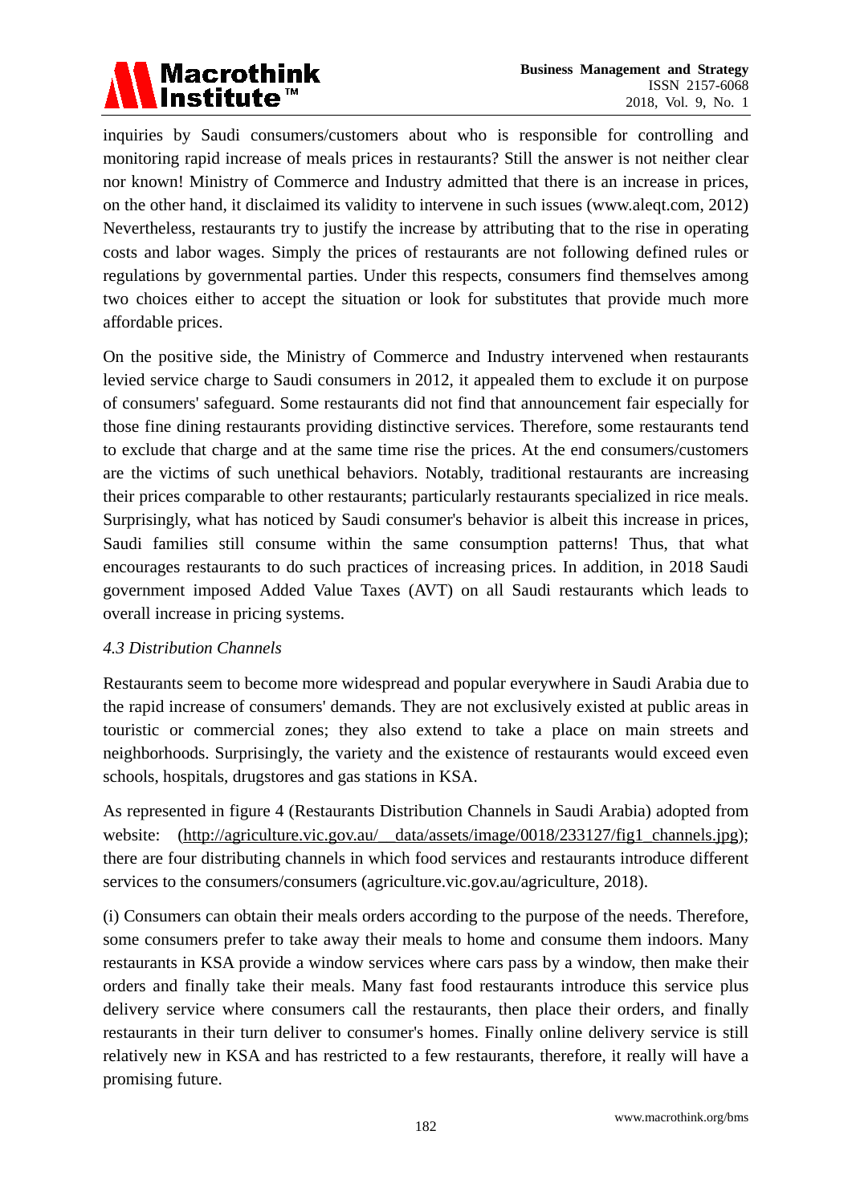inquiries by Saudi consumers/customers about who is responsible for controlling and monitoring rapid increase of meals prices in restaurants? Still the answer is not neither clear nor known! Ministry of Commerce and Industry admitted that there is an increase in prices, on the other hand, it disclaimed its validity to intervene in such issues (www.aleqt.com, 2012) Nevertheless, restaurants try to justify the increase by attributing that to the rise in operating costs and labor wages. Simply the prices of restaurants are not following defined rules or regulations by governmental parties. Under this respects, consumers find themselves among two choices either to accept the situation or look for substitutes that provide much more affordable prices.

On the positive side, the Ministry of Commerce and Industry intervened when restaurants levied service charge to Saudi consumers in 2012, it appealed them to exclude it on purpose of consumers' safeguard. Some restaurants did not find that announcement fair especially for those fine dining restaurants providing distinctive services. Therefore, some restaurants tend to exclude that charge and at the same time rise the prices. At the end consumers/customers are the victims of such unethical behaviors. Notably, traditional restaurants are increasing their prices comparable to other restaurants; particularly restaurants specialized in rice meals. Surprisingly, what has noticed by Saudi consumer's behavior is albeit this increase in prices, Saudi families still consume within the same consumption patterns! Thus, that what encourages restaurants to do such practices of increasing prices. In addition, in 2018 Saudi government imposed Added Value Taxes (AVT) on all Saudi restaurants which leads to overall increase in pricing systems.

### *4.3 Distribution Channels*

Restaurants seem to become more widespread and popular everywhere in Saudi Arabia due to the rapid increase of consumers' demands. They are not exclusively existed at public areas in touristic or commercial zones; they also extend to take a place on main streets and neighborhoods. Surprisingly, the variety and the existence of restaurants would exceed even schools, hospitals, drugstores and gas stations in KSA.

As represented in figure 4 (Restaurants Distribution Channels in Saudi Arabia) adopted from website: (http://agriculture.vic.gov.au/__data/assets/image/0018/233127/fig1_channels.jpg); there are four distributing channels in which food services and restaurants introduce different services to the consumers/consumers (agriculture.vic.gov.au/agriculture, 2018).

(i) Consumers can obtain their meals orders according to the purpose of the needs. Therefore, some consumers prefer to take away their meals to home and consume them indoors. Many restaurants in KSA provide a window services where cars pass by a window, then make their orders and finally take their meals. Many fast food restaurants introduce this service plus delivery service where consumers call the restaurants, then place their orders, and finally restaurants in their turn deliver to consumer's homes. Finally online delivery service is still relatively new in KSA and has restricted to a few restaurants, therefore, it really will have a promising future.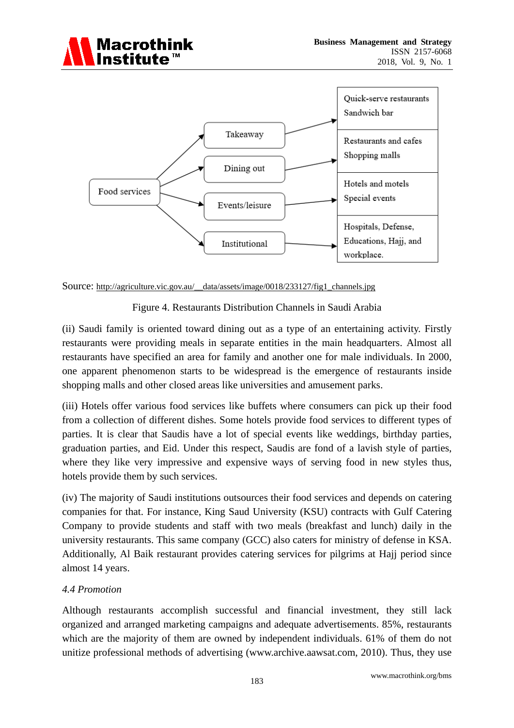Food services

- Takeaway → Quick-serve restaurants, Sandwich bar
- Dining out → Restaurants and cafes, Shopping malls
- Events/leisure → Hotels and motels, Special events
- Institutional → Hospitals, Defense, Educations, Hajj, and workplace.

Source: http://agriculture.vic.gov.au/__data/assets/image/0018/233127/fig1_channels.jpg

Figure 4. Restaurants Distribution Channels in Saudi Arabia

(ii) Saudi family is oriented toward dining out as a type of an entertaining activity. Firstly restaurants were providing meals in separate entities in the main headquarters. Almost all restaurants have specified an area for family and another one for male individuals. In 2000, one apparent phenomenon starts to be widespread is the emergence of restaurants inside shopping malls and other closed areas like universities and amusement parks.

(iii) Hotels offer various food services like buffets where consumers can pick up their food from a collection of different dishes. Some hotels provide food services to different types of parties. It is clear that Saudis have a lot of special events like weddings, birthday parties, graduation parties, and Eid. Under this respect, Saudis are fond of a lavish style of parties, where they like very impressive and expensive ways of serving food in new styles thus, hotels provide them by such services.

(iv) The majority of Saudi institutions outsources their food services and depends on catering companies for that. For instance, King Saud University (KSU) contracts with Gulf Catering Company to provide students and staff with two meals (breakfast and lunch) daily in the university restaurants. This same company (GCC) also caters for ministry of defense in KSA. Additionally, Al Baik restaurant provides catering services for pilgrims at Hajj period since almost 14 years.

### *4.4 Promotion*

Although restaurants accomplish successful and financial investment, they still lack organized and arranged marketing campaigns and adequate advertisements. 85%, restaurants which are the majority of them are owned by independent individuals. 61% of them do not unitize professional methods of advertising (www.archive.aawsat.com, 2010). Thus, they use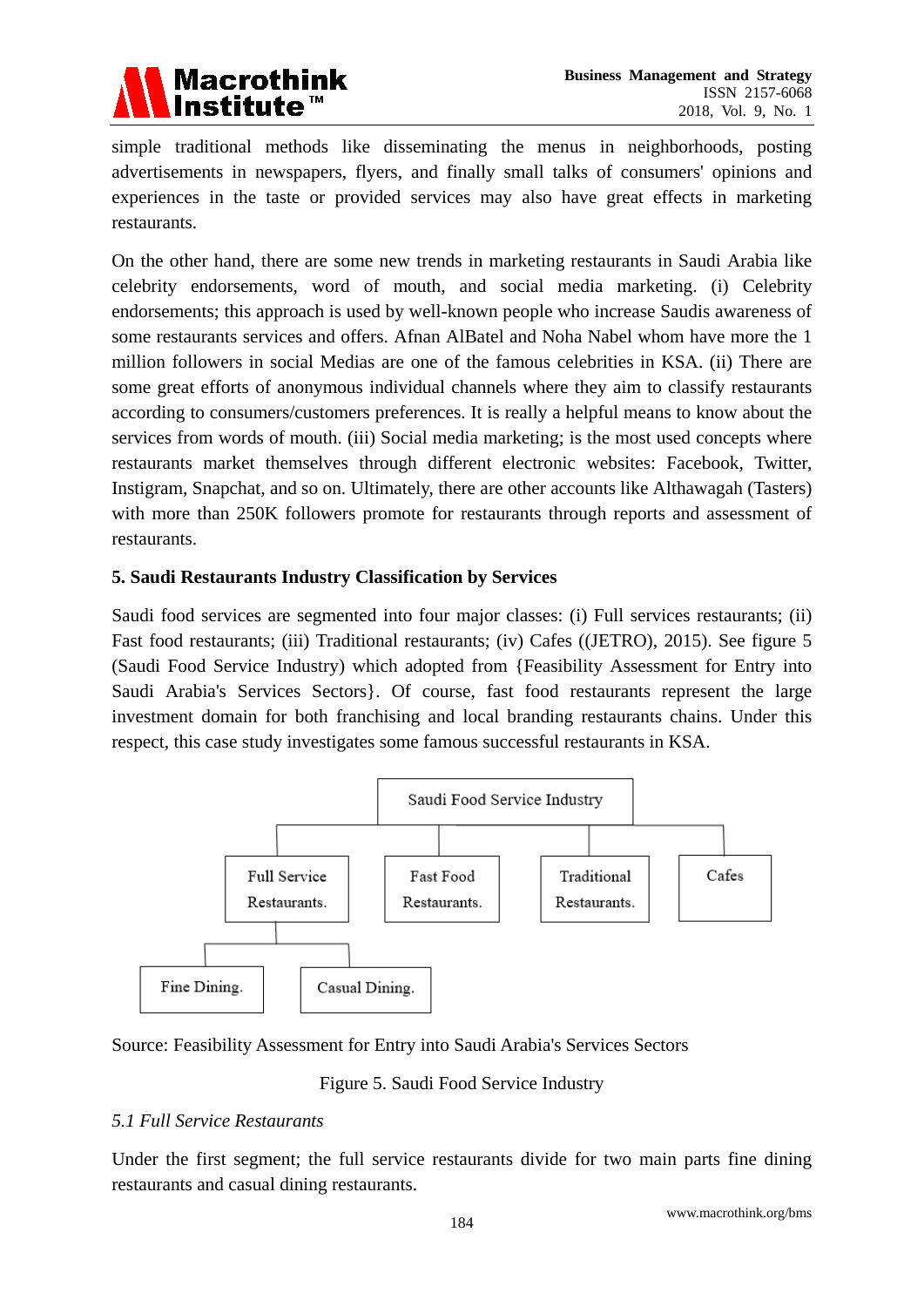simple traditional methods like disseminating the menus in neighborhoods, posting advertisements in newspapers, flyers, and finally small talks of consumers' opinions and experiences in the taste or provided services may also have great effects in marketing restaurants.

On the other hand, there are some new trends in marketing restaurants in Saudi Arabia like celebrity endorsements, word of mouth, and social media marketing. (i) Celebrity endorsements; this approach is used by well-known people who increase Saudis awareness of some restaurants services and offers. Afnan AlBatel and Noha Nabel whom have more the 1 million followers in social Medias are one of the famous celebrities in KSA. (ii) There are some great efforts of anonymous individual channels where they aim to classify restaurants according to consumers/customers preferences. It is really a helpful means to know about the services from words of mouth. (iii) Social media marketing; is the most used concepts where restaurants market themselves through different electronic websites: Facebook, Twitter, Instigram, Snapchat, and so on. Ultimately, there are other accounts like Althawagah (Tasters) with more than 250K followers promote for restaurants through reports and assessment of restaurants.

## 5. Saudi Restaurants Industry Classification by Services

Saudi food services are segmented into four major classes: (i) Full services restaurants; (ii) Fast food restaurants; (iii) Traditional restaurants; (iv) Cafes ((JETRO), 2015). See figure 5 (Saudi Food Service Industry) which adopted from {Feasibility Assessment for Entry into Saudi Arabia's Services Sectors}. Of course, fast food restaurants represent the large investment domain for both franchising and local branding restaurants chains. Under this respect, this case study investigates some famous successful restaurants in KSA.

- Saudi Food Service Industry
  - Full Service Restaurants.
    - Fine Dining.
    - Casual Dining.
  - Fast Food Restaurants.
  - Traditional Restaurants.
  - Cafes

Source: Feasibility Assessment for Entry into Saudi Arabia's Services Sectors

Figure 5. Saudi Food Service Industry

### *5.1 Full Service Restaurants*

Under the first segment; the full service restaurants divide for two main parts fine dining restaurants and casual dining restaurants.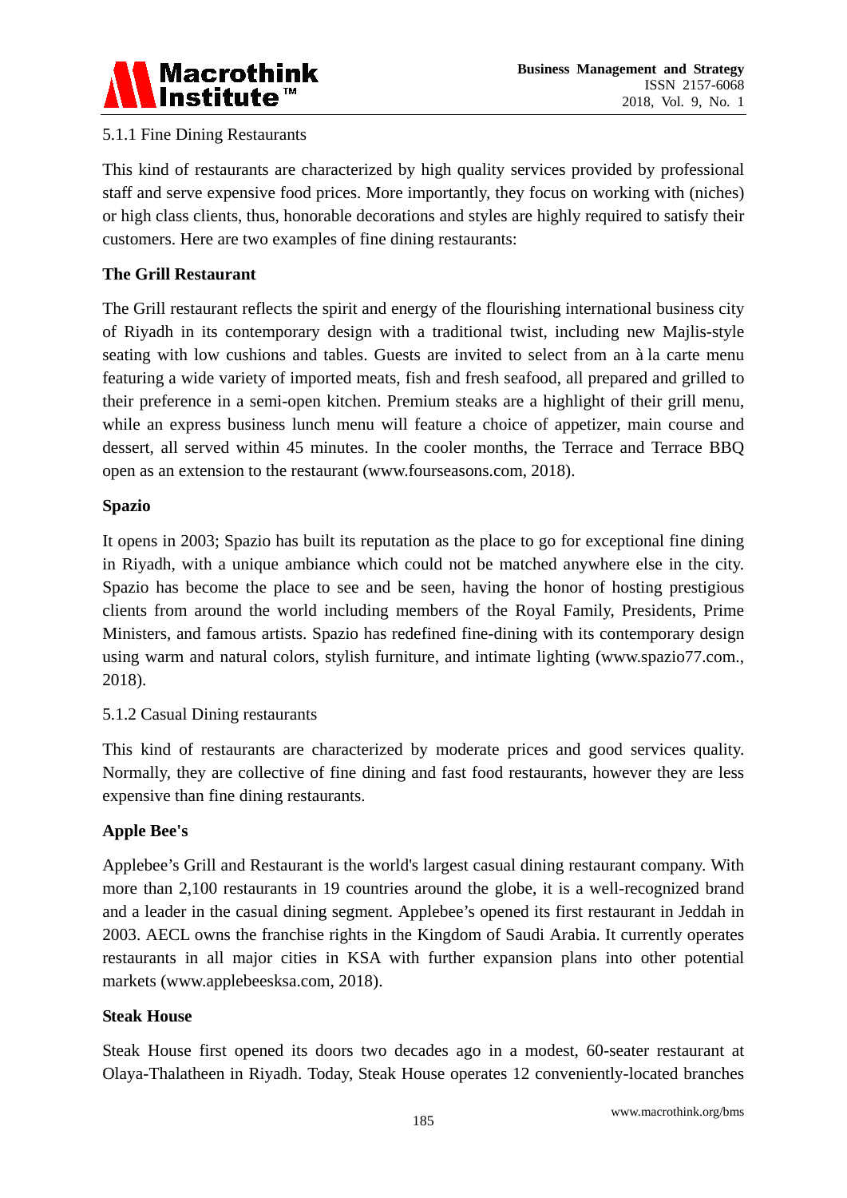5.1.1 Fine Dining Restaurants

This kind of restaurants are characterized by high quality services provided by professional staff and serve expensive food prices. More importantly, they focus on working with (niches) or high class clients, thus, honorable decorations and styles are highly required to satisfy their customers. Here are two examples of fine dining restaurants:

**The Grill Restaurant**

The Grill restaurant reflects the spirit and energy of the flourishing international business city of Riyadh in its contemporary design with a traditional twist, including new Majlis-style seating with low cushions and tables. Guests are invited to select from an à la carte menu featuring a wide variety of imported meats, fish and fresh seafood, all prepared and grilled to their preference in a semi-open kitchen. Premium steaks are a highlight of their grill menu, while an express business lunch menu will feature a choice of appetizer, main course and dessert, all served within 45 minutes. In the cooler months, the Terrace and Terrace BBQ open as an extension to the restaurant (www.fourseasons.com, 2018).

**Spazio**

It opens in 2003; Spazio has built its reputation as the place to go for exceptional fine dining in Riyadh, with a unique ambiance which could not be matched anywhere else in the city. Spazio has become the place to see and be seen, having the honor of hosting prestigious clients from around the world including members of the Royal Family, Presidents, Prime Ministers, and famous artists. Spazio has redefined fine-dining with its contemporary design using warm and natural colors, stylish furniture, and intimate lighting (www.spazio77.com., 2018).

5.1.2 Casual Dining restaurants

This kind of restaurants are characterized by moderate prices and good services quality. Normally, they are collective of fine dining and fast food restaurants, however they are less expensive than fine dining restaurants.

**Apple Bee's**

Applebee’s Grill and Restaurant is the world's largest casual dining restaurant company. With more than 2,100 restaurants in 19 countries around the globe, it is a well-recognized brand and a leader in the casual dining segment. Applebee’s opened its first restaurant in Jeddah in 2003. AECL owns the franchise rights in the Kingdom of Saudi Arabia. It currently operates restaurants in all major cities in KSA with further expansion plans into other potential markets (www.applebeesksa.com, 2018).

**Steak House**

Steak House first opened its doors two decades ago in a modest, 60-seater restaurant at Olaya-Thalatheen in Riyadh. Today, Steak House operates 12 conveniently-located branches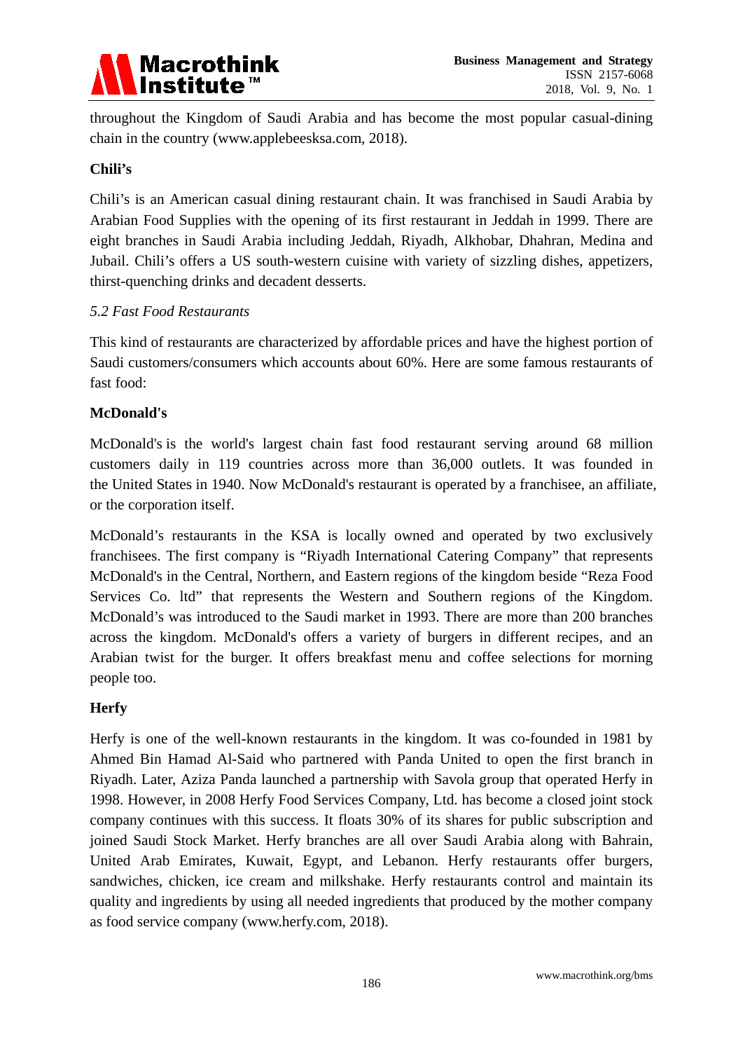throughout the Kingdom of Saudi Arabia and has become the most popular casual-dining chain in the country (www.applebeesksa.com, 2018).

**Chili's**

Chili's is an American casual dining restaurant chain. It was franchised in Saudi Arabia by Arabian Food Supplies with the opening of its first restaurant in Jeddah in 1999. There are eight branches in Saudi Arabia including Jeddah, Riyadh, Alkhobar, Dhahran, Medina and Jubail. Chili's offers a US south-western cuisine with variety of sizzling dishes, appetizers, thirst-quenching drinks and decadent desserts.

*5.2 Fast Food Restaurants*

This kind of restaurants are characterized by affordable prices and have the highest portion of Saudi customers/consumers which accounts about 60%. Here are some famous restaurants of fast food:

**McDonald's**

McDonald's is the world's largest chain fast food restaurant serving around 68 million customers daily in 119 countries across more than 36,000 outlets. It was founded in the United States in 1940. Now McDonald's restaurant is operated by a franchisee, an affiliate, or the corporation itself.

McDonald's restaurants in the KSA is locally owned and operated by two exclusively franchisees. The first company is "Riyadh International Catering Company" that represents McDonald's in the Central, Northern, and Eastern regions of the kingdom beside "Reza Food Services Co. ltd" that represents the Western and Southern regions of the Kingdom. McDonald's was introduced to the Saudi market in 1993. There are more than 200 branches across the kingdom. McDonald's offers a variety of burgers in different recipes, and an Arabian twist for the burger. It offers breakfast menu and coffee selections for morning people too.

**Herfy**

Herfy is one of the well-known restaurants in the kingdom. It was co-founded in 1981 by Ahmed Bin Hamad Al-Said who partnered with Panda United to open the first branch in Riyadh. Later, Aziza Panda launched a partnership with Savola group that operated Herfy in 1998. However, in 2008 Herfy Food Services Company, Ltd. has become a closed joint stock company continues with this success. It floats 30% of its shares for public subscription and joined Saudi Stock Market. Herfy branches are all over Saudi Arabia along with Bahrain, United Arab Emirates, Kuwait, Egypt, and Lebanon. Herfy restaurants offer burgers, sandwiches, chicken, ice cream and milkshake. Herfy restaurants control and maintain its quality and ingredients by using all needed ingredients that produced by the mother company as food service company (www.herfy.com, 2018).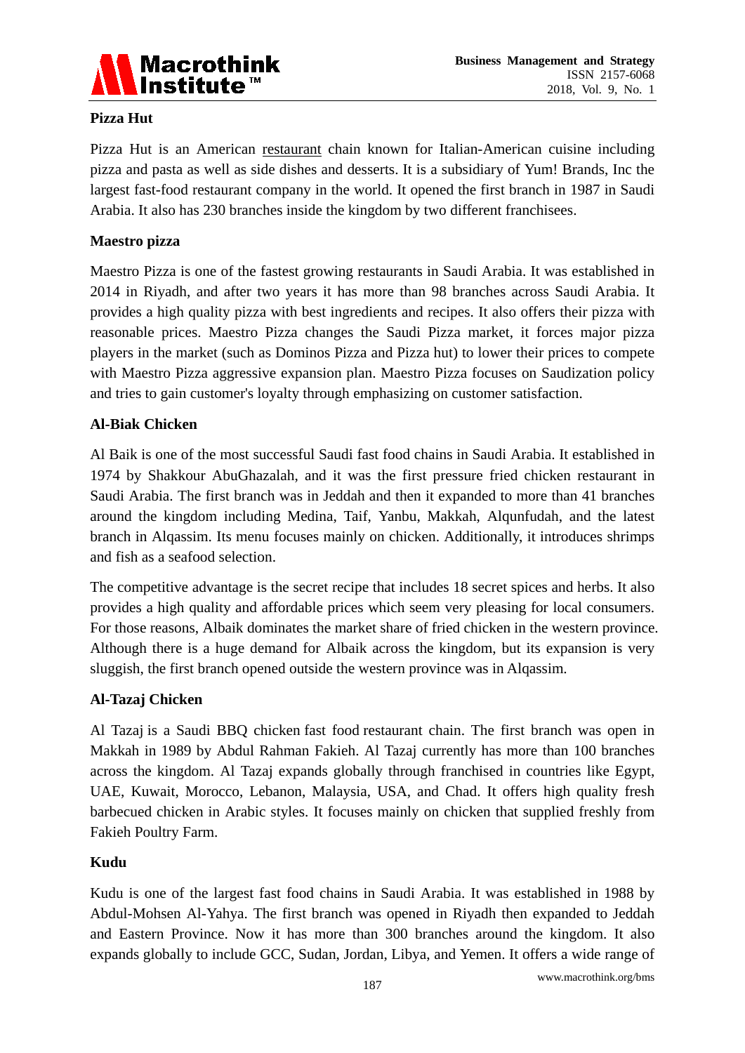**Pizza Hut**

Pizza Hut is an American restaurant chain known for Italian-American cuisine including pizza and pasta as well as side dishes and desserts. It is a subsidiary of Yum! Brands, Inc the largest fast-food restaurant company in the world. It opened the first branch in 1987 in Saudi Arabia. It also has 230 branches inside the kingdom by two different franchisees.

**Maestro pizza**

Maestro Pizza is one of the fastest growing restaurants in Saudi Arabia. It was established in 2014 in Riyadh, and after two years it has more than 98 branches across Saudi Arabia. It provides a high quality pizza with best ingredients and recipes. It also offers their pizza with reasonable prices. Maestro Pizza changes the Saudi Pizza market, it forces major pizza players in the market (such as Dominos Pizza and Pizza hut) to lower their prices to compete with Maestro Pizza aggressive expansion plan. Maestro Pizza focuses on Saudization policy and tries to gain customer's loyalty through emphasizing on customer satisfaction.

**Al-Biak Chicken**

Al Baik is one of the most successful Saudi fast food chains in Saudi Arabia. It established in 1974 by Shakkour AbuGhazalah, and it was the first pressure fried chicken restaurant in Saudi Arabia. The first branch was in Jeddah and then it expanded to more than 41 branches around the kingdom including Medina, Taif, Yanbu, Makkah, Alqunfudah, and the latest branch in Alqassim. Its menu focuses mainly on chicken. Additionally, it introduces shrimps and fish as a seafood selection.

The competitive advantage is the secret recipe that includes 18 secret spices and herbs. It also provides a high quality and affordable prices which seem very pleasing for local consumers. For those reasons, Albaik dominates the market share of fried chicken in the western province. Although there is a huge demand for Albaik across the kingdom, but its expansion is very sluggish, the first branch opened outside the western province was in Alqassim.

**Al-Tazaj Chicken**

Al Tazaj is a Saudi BBQ chicken fast food restaurant chain. The first branch was open in Makkah in 1989 by Abdul Rahman Fakieh. Al Tazaj currently has more than 100 branches across the kingdom. Al Tazaj expands globally through franchised in countries like Egypt, UAE, Kuwait, Morocco, Lebanon, Malaysia, USA, and Chad. It offers high quality fresh barbecued chicken in Arabic styles. It focuses mainly on chicken that supplied freshly from Fakieh Poultry Farm.

**Kudu**

Kudu is one of the largest fast food chains in Saudi Arabia. It was established in 1988 by Abdul-Mohsen Al-Yahya. The first branch was opened in Riyadh then expanded to Jeddah and Eastern Province. Now it has more than 300 branches around the kingdom. It also expands globally to include GCC, Sudan, Jordan, Libya, and Yemen. It offers a wide range of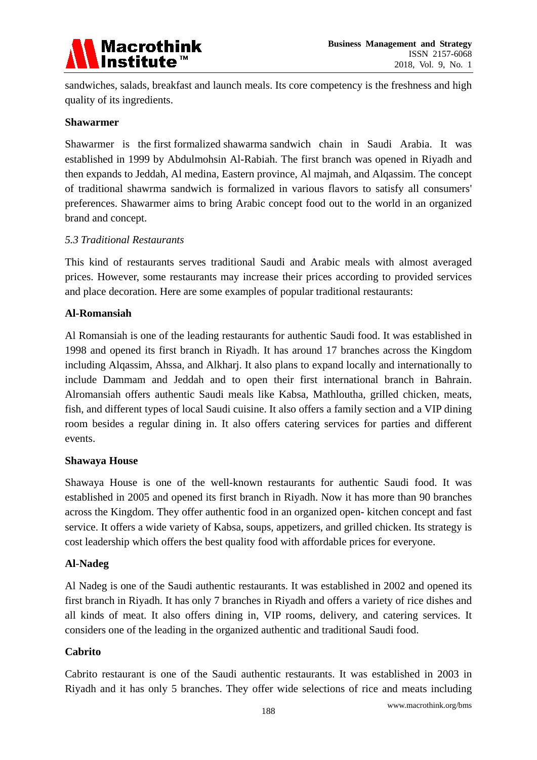sandwiches, salads, breakfast and launch meals. Its core competency is the freshness and high quality of its ingredients.

**Shawarmer**

Shawarmer is the first formalized shawarma sandwich chain in Saudi Arabia. It was established in 1999 by Abdulmohsin Al-Rabiah. The first branch was opened in Riyadh and then expands to Jeddah, Al medina, Eastern province, Al majmah, and Alqassim. The concept of traditional shawrma sandwich is formalized in various flavors to satisfy all consumers' preferences. Shawarmer aims to bring Arabic concept food out to the world in an organized brand and concept.

*5.3 Traditional Restaurants*

This kind of restaurants serves traditional Saudi and Arabic meals with almost averaged prices. However, some restaurants may increase their prices according to provided services and place decoration. Here are some examples of popular traditional restaurants:

**Al-Romansiah**

Al Romansiah is one of the leading restaurants for authentic Saudi food. It was established in 1998 and opened its first branch in Riyadh. It has around 17 branches across the Kingdom including Alqassim, Ahssa, and Alkharj. It also plans to expand locally and internationally to include Dammam and Jeddah and to open their first international branch in Bahrain. Alromansiah offers authentic Saudi meals like Kabsa, Mathloutha, grilled chicken, meats, fish, and different types of local Saudi cuisine. It also offers a family section and a VIP dining room besides a regular dining in. It also offers catering services for parties and different events.

**Shawaya House**

Shawaya House is one of the well-known restaurants for authentic Saudi food. It was established in 2005 and opened its first branch in Riyadh. Now it has more than 90 branches across the Kingdom. They offer authentic food in an organized open- kitchen concept and fast service. It offers a wide variety of Kabsa, soups, appetizers, and grilled chicken. Its strategy is cost leadership which offers the best quality food with affordable prices for everyone.

**Al-Nadeg**

Al Nadeg is one of the Saudi authentic restaurants. It was established in 2002 and opened its first branch in Riyadh. It has only 7 branches in Riyadh and offers a variety of rice dishes and all kinds of meat. It also offers dining in, VIP rooms, delivery, and catering services. It considers one of the leading in the organized authentic and traditional Saudi food.

**Cabrito**

Cabrito restaurant is one of the Saudi authentic restaurants. It was established in 2003 in Riyadh and it has only 5 branches. They offer wide selections of rice and meats including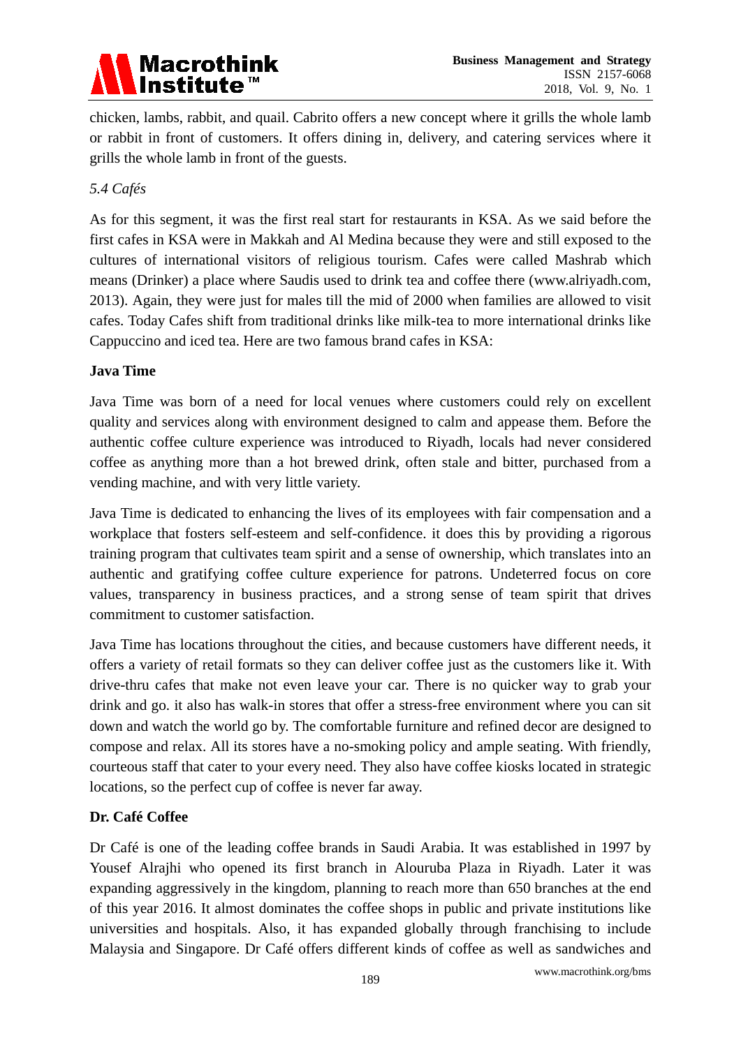chicken, lambs, rabbit, and quail. Cabrito offers a new concept where it grills the whole lamb or rabbit in front of customers. It offers dining in, delivery, and catering services where it grills the whole lamb in front of the guests.

### *5.4 Cafés*

As for this segment, it was the first real start for restaurants in KSA. As we said before the first cafes in KSA were in Makkah and Al Medina because they were and still exposed to the cultures of international visitors of religious tourism. Cafes were called Mashrab which means (Drinker) a place where Saudis used to drink tea and coffee there (www.alriyadh.com, 2013). Again, they were just for males till the mid of 2000 when families are allowed to visit cafes. Today Cafes shift from traditional drinks like milk-tea to more international drinks like Cappuccino and iced tea. Here are two famous brand cafes in KSA:

**Java Time**

Java Time was born of a need for local venues where customers could rely on excellent quality and services along with environment designed to calm and appease them. Before the authentic coffee culture experience was introduced to Riyadh, locals had never considered coffee as anything more than a hot brewed drink, often stale and bitter, purchased from a vending machine, and with very little variety.

Java Time is dedicated to enhancing the lives of its employees with fair compensation and a workplace that fosters self-esteem and self-confidence. it does this by providing a rigorous training program that cultivates team spirit and a sense of ownership, which translates into an authentic and gratifying coffee culture experience for patrons. Undeterred focus on core values, transparency in business practices, and a strong sense of team spirit that drives commitment to customer satisfaction.

Java Time has locations throughout the cities, and because customers have different needs, it offers a variety of retail formats so they can deliver coffee just as the customers like it. With drive-thru cafes that make not even leave your car. There is no quicker way to grab your drink and go. it also has walk-in stores that offer a stress-free environment where you can sit down and watch the world go by. The comfortable furniture and refined decor are designed to compose and relax. All its stores have a no-smoking policy and ample seating. With friendly, courteous staff that cater to your every need. They also have coffee kiosks located in strategic locations, so the perfect cup of coffee is never far away.

**Dr. Café Coffee**

Dr Café is one of the leading coffee brands in Saudi Arabia. It was established in 1997 by Yousef Alrajhi who opened its first branch in Alouruba Plaza in Riyadh. Later it was expanding aggressively in the kingdom, planning to reach more than 650 branches at the end of this year 2016. It almost dominates the coffee shops in public and private institutions like universities and hospitals. Also, it has expanded globally through franchising to include Malaysia and Singapore. Dr Café offers different kinds of coffee as well as sandwiches and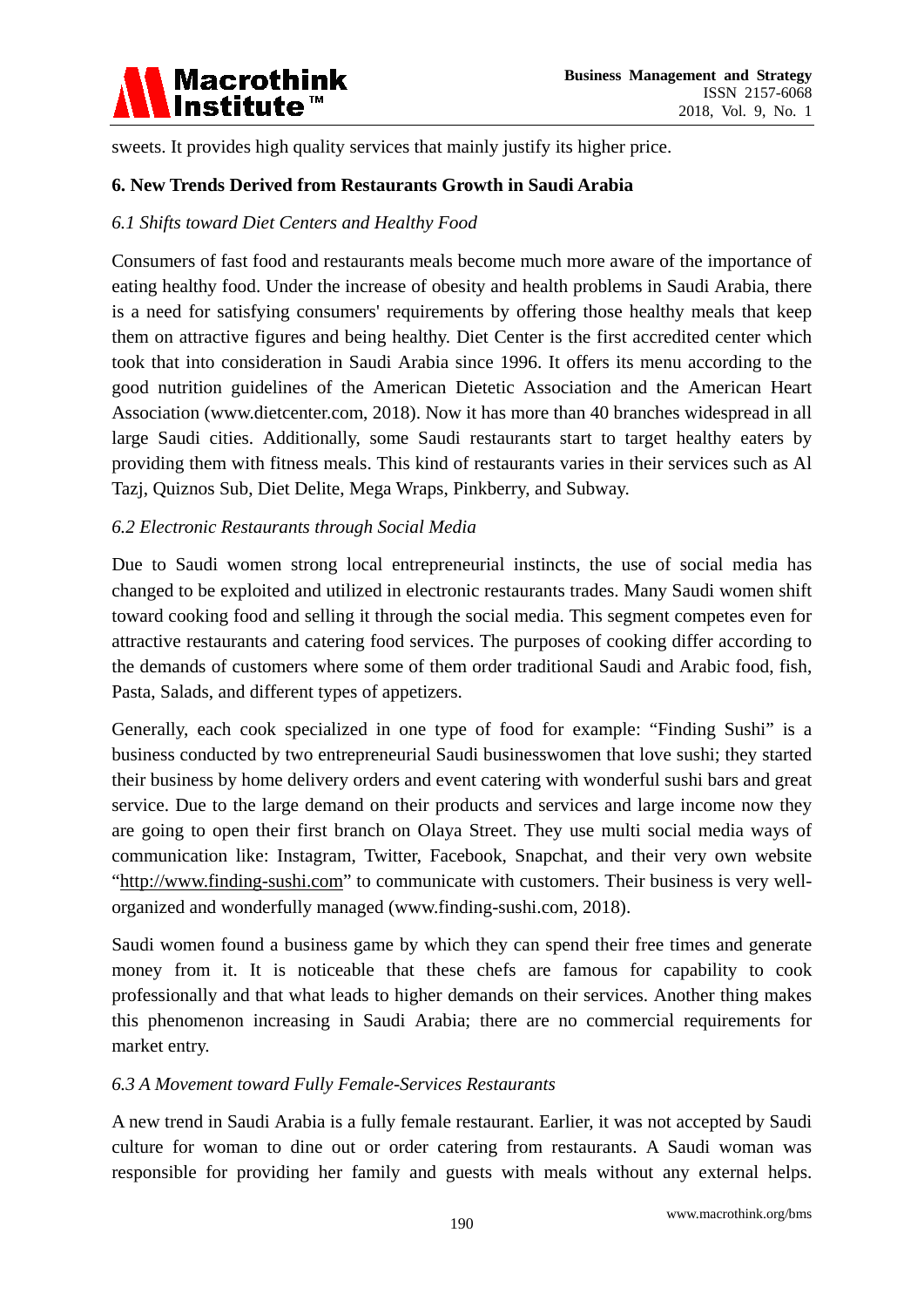sweets. It provides high quality services that mainly justify its higher price.

## 6. New Trends Derived from Restaurants Growth in Saudi Arabia

### *6.1 Shifts toward Diet Centers and Healthy Food*

Consumers of fast food and restaurants meals become much more aware of the importance of eating healthy food. Under the increase of obesity and health problems in Saudi Arabia, there is a need for satisfying consumers' requirements by offering those healthy meals that keep them on attractive figures and being healthy. Diet Center is the first accredited center which took that into consideration in Saudi Arabia since 1996. It offers its menu according to the good nutrition guidelines of the American Dietetic Association and the American Heart Association (www.dietcenter.com, 2018). Now it has more than 40 branches widespread in all large Saudi cities. Additionally, some Saudi restaurants start to target healthy eaters by providing them with fitness meals. This kind of restaurants varies in their services such as Al Tazj, Quiznos Sub, Diet Delite, Mega Wraps, Pinkberry, and Subway.

### *6.2 Electronic Restaurants through Social Media*

Due to Saudi women strong local entrepreneurial instincts, the use of social media has changed to be exploited and utilized in electronic restaurants trades. Many Saudi women shift toward cooking food and selling it through the social media. This segment competes even for attractive restaurants and catering food services. The purposes of cooking differ according to the demands of customers where some of them order traditional Saudi and Arabic food, fish, Pasta, Salads, and different types of appetizers.

Generally, each cook specialized in one type of food for example: "Finding Sushi" is a business conducted by two entrepreneurial Saudi businesswomen that love sushi; they started their business by home delivery orders and event catering with wonderful sushi bars and great service. Due to the large demand on their products and services and large income now they are going to open their first branch on Olaya Street. They use multi social media ways of communication like: Instagram, Twitter, Facebook, Snapchat, and their very own website "http://www.finding-sushi.com" to communicate with customers. Their business is very well-organized and wonderfully managed (www.finding-sushi.com, 2018).

Saudi women found a business game by which they can spend their free times and generate money from it. It is noticeable that these chefs are famous for capability to cook professionally and that what leads to higher demands on their services. Another thing makes this phenomenon increasing in Saudi Arabia; there are no commercial requirements for market entry.

### *6.3 A Movement toward Fully Female-Services Restaurants*

A new trend in Saudi Arabia is a fully female restaurant. Earlier, it was not accepted by Saudi culture for woman to dine out or order catering from restaurants. A Saudi woman was responsible for providing her family and guests with meals without any external helps.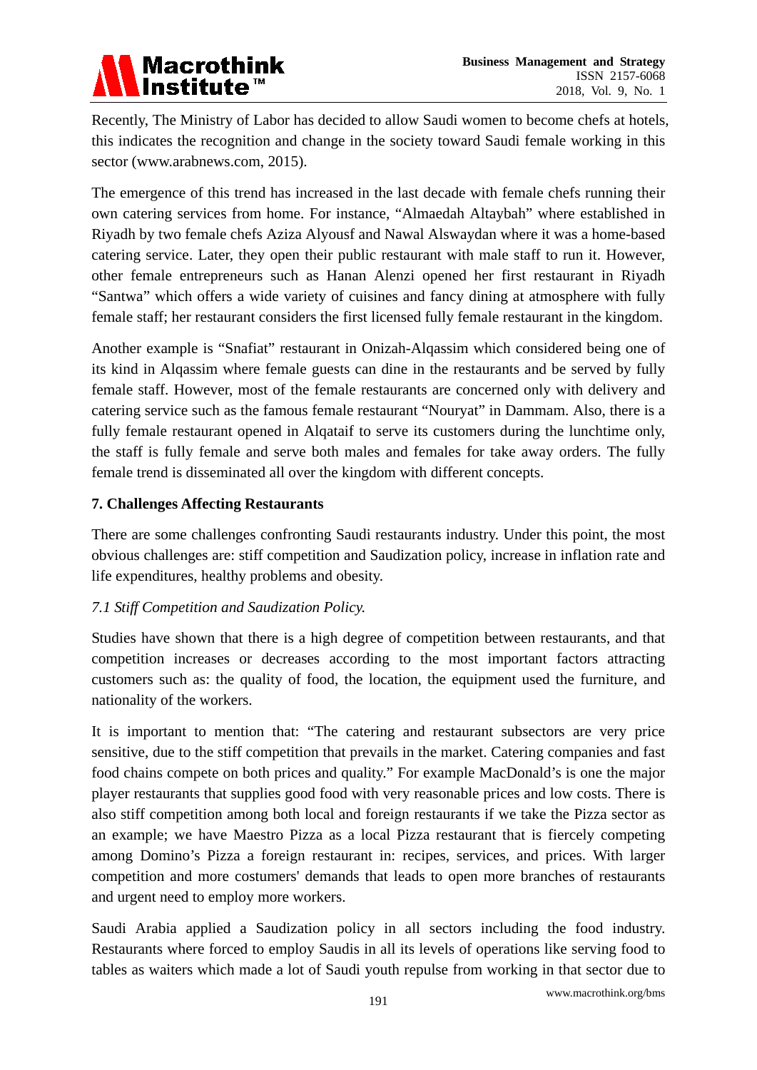Recently, The Ministry of Labor has decided to allow Saudi women to become chefs at hotels, this indicates the recognition and change in the society toward Saudi female working in this sector (www.arabnews.com, 2015).

The emergence of this trend has increased in the last decade with female chefs running their own catering services from home. For instance, "Almaedah Altaybah" where established in Riyadh by two female chefs Aziza Alyousf and Nawal Alswaydan where it was a home-based catering service. Later, they open their public restaurant with male staff to run it. However, other female entrepreneurs such as Hanan Alenzi opened her first restaurant in Riyadh "Santwa" which offers a wide variety of cuisines and fancy dining at atmosphere with fully female staff; her restaurant considers the first licensed fully female restaurant in the kingdom.

Another example is "Snafiat" restaurant in Onizah-Alqassim which considered being one of its kind in Alqassim where female guests can dine in the restaurants and be served by fully female staff. However, most of the female restaurants are concerned only with delivery and catering service such as the famous female restaurant "Nouryat" in Dammam. Also, there is a fully female restaurant opened in Alqataif to serve its customers during the lunchtime only, the staff is fully female and serve both males and females for take away orders. The fully female trend is disseminated all over the kingdom with different concepts.

## 7. Challenges Affecting Restaurants

There are some challenges confronting Saudi restaurants industry. Under this point, the most obvious challenges are: stiff competition and Saudization policy, increase in inflation rate and life expenditures, healthy problems and obesity.

### *7.1 Stiff Competition and Saudization Policy.*

Studies have shown that there is a high degree of competition between restaurants, and that competition increases or decreases according to the most important factors attracting customers such as: the quality of food, the location, the equipment used the furniture, and nationality of the workers.

It is important to mention that: "The catering and restaurant subsectors are very price sensitive, due to the stiff competition that prevails in the market. Catering companies and fast food chains compete on both prices and quality." For example MacDonald's is one the major player restaurants that supplies good food with very reasonable prices and low costs. There is also stiff competition among both local and foreign restaurants if we take the Pizza sector as an example; we have Maestro Pizza as a local Pizza restaurant that is fiercely competing among Domino's Pizza a foreign restaurant in: recipes, services, and prices. With larger competition and more costumers' demands that leads to open more branches of restaurants and urgent need to employ more workers.

Saudi Arabia applied a Saudization policy in all sectors including the food industry. Restaurants where forced to employ Saudis in all its levels of operations like serving food to tables as waiters which made a lot of Saudi youth repulse from working in that sector due to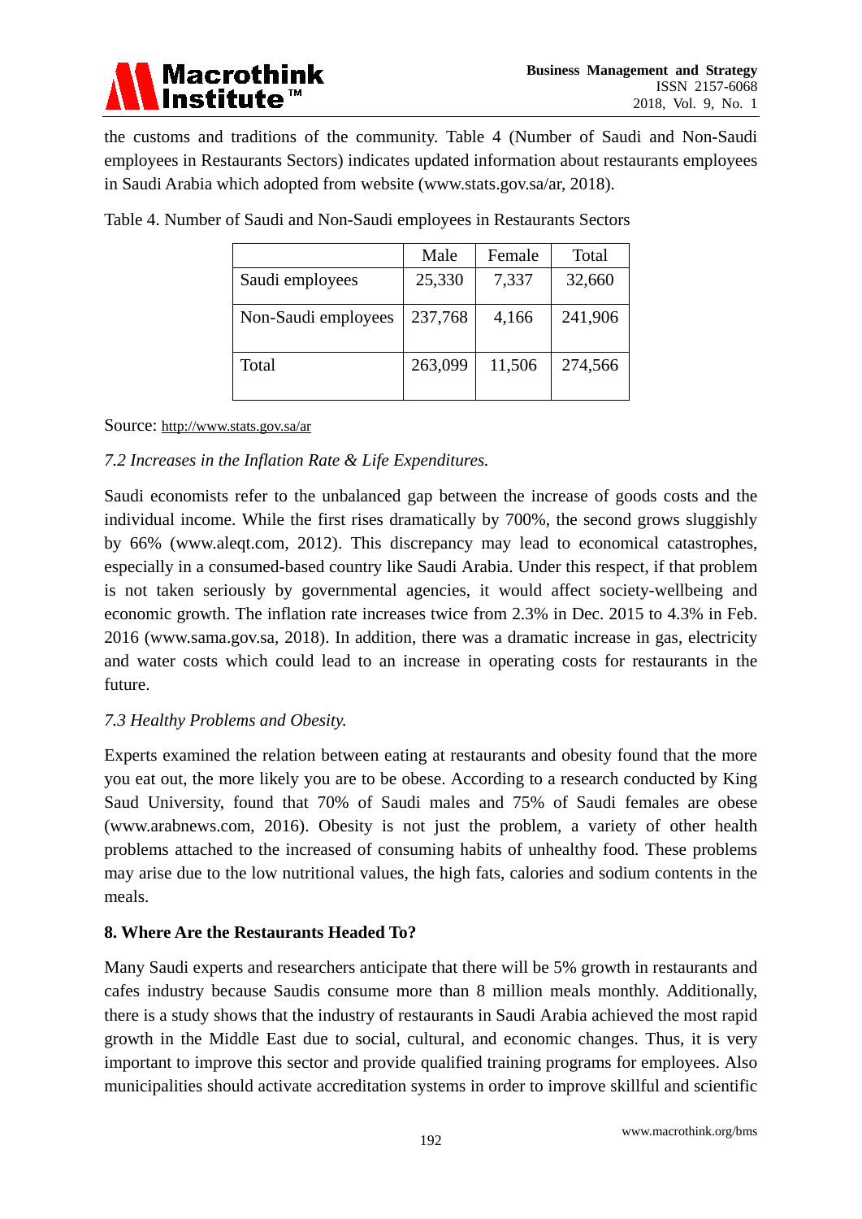the customs and traditions of the community. Table 4 (Number of Saudi and Non-Saudi employees in Restaurants Sectors) indicates updated information about restaurants employees in Saudi Arabia which adopted from website (www.stats.gov.sa/ar, 2018).

Table 4. Number of Saudi and Non-Saudi employees in Restaurants Sectors

| | Male | Female | Total |
|---|---|---|---|
| Saudi employees | 25,330 | 7,337 | 32,660 |
| Non-Saudi employees | 237,768 | 4,166 | 241,906 |
| Total | 263,099 | 11,506 | 274,566 |

Source: http://www.stats.gov.sa/ar

### *7.2 Increases in the Inflation Rate & Life Expenditures.*

Saudi economists refer to the unbalanced gap between the increase of goods costs and the individual income. While the first rises dramatically by 700%, the second grows sluggishly by 66% (www.aleqt.com, 2012). This discrepancy may lead to economical catastrophes, especially in a consumed-based country like Saudi Arabia. Under this respect, if that problem is not taken seriously by governmental agencies, it would affect society-wellbeing and economic growth. The inflation rate increases twice from 2.3% in Dec. 2015 to 4.3% in Feb. 2016 (www.sama.gov.sa, 2018). In addition, there was a dramatic increase in gas, electricity and water costs which could lead to an increase in operating costs for restaurants in the future.

### *7.3 Healthy Problems and Obesity.*

Experts examined the relation between eating at restaurants and obesity found that the more you eat out, the more likely you are to be obese. According to a research conducted by King Saud University, found that 70% of Saudi males and 75% of Saudi females are obese (www.arabnews.com, 2016). Obesity is not just the problem, a variety of other health problems attached to the increased of consuming habits of unhealthy food. These problems may arise due to the low nutritional values, the high fats, calories and sodium contents in the meals.

## 8. Where Are the Restaurants Headed To?

Many Saudi experts and researchers anticipate that there will be 5% growth in restaurants and cafes industry because Saudis consume more than 8 million meals monthly. Additionally, there is a study shows that the industry of restaurants in Saudi Arabia achieved the most rapid growth in the Middle East due to social, cultural, and economic changes. Thus, it is very important to improve this sector and provide qualified training programs for employees. Also municipalities should activate accreditation systems in order to improve skillful and scientific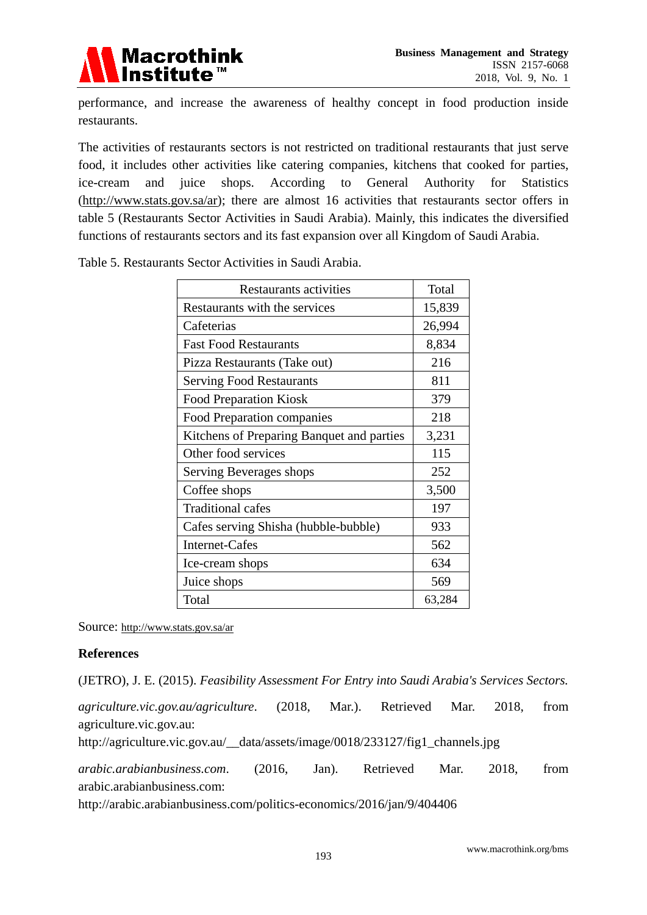performance, and increase the awareness of healthy concept in food production inside restaurants.

The activities of restaurants sectors is not restricted on traditional restaurants that just serve food, it includes other activities like catering companies, kitchens that cooked for parties, ice-cream and juice shops. According to General Authority for Statistics (http://www.stats.gov.sa/ar); there are almost 16 activities that restaurants sector offers in table 5 (Restaurants Sector Activities in Saudi Arabia). Mainly, this indicates the diversified functions of restaurants sectors and its fast expansion over all Kingdom of Saudi Arabia.

Table 5. Restaurants Sector Activities in Saudi Arabia.

| Restaurants activities | Total |
|---|---|
| Restaurants with the services | 15,839 |
| Cafeterias | 26,994 |
| Fast Food Restaurants | 8,834 |
| Pizza Restaurants (Take out) | 216 |
| Serving Food Restaurants | 811 |
| Food Preparation Kiosk | 379 |
| Food Preparation companies | 218 |
| Kitchens of Preparing Banquet and parties | 3,231 |
| Other food services | 115 |
| Serving Beverages shops | 252 |
| Coffee shops | 3,500 |
| Traditional cafes | 197 |
| Cafes serving Shisha (hubble-bubble) | 933 |
| Internet-Cafes | 562 |
| Ice-cream shops | 634 |
| Juice shops | 569 |
| Total | 63,284 |

Source: http://www.stats.gov.sa/ar

## References

(JETRO), J. E. (2015). *Feasibility Assessment For Entry into Saudi Arabia's Services Sectors.*

*agriculture.vic.gov.au/agriculture*. (2018, Mar.). Retrieved Mar. 2018, from agriculture.vic.gov.au: http://agriculture.vic.gov.au/__data/assets/image/0018/233127/fig1_channels.jpg

*arabic.arabianbusiness.com*. (2016, Jan). Retrieved Mar. 2018, from arabic.arabianbusiness.com: http://arabic.arabianbusiness.com/politics-economics/2016/jan/9/404406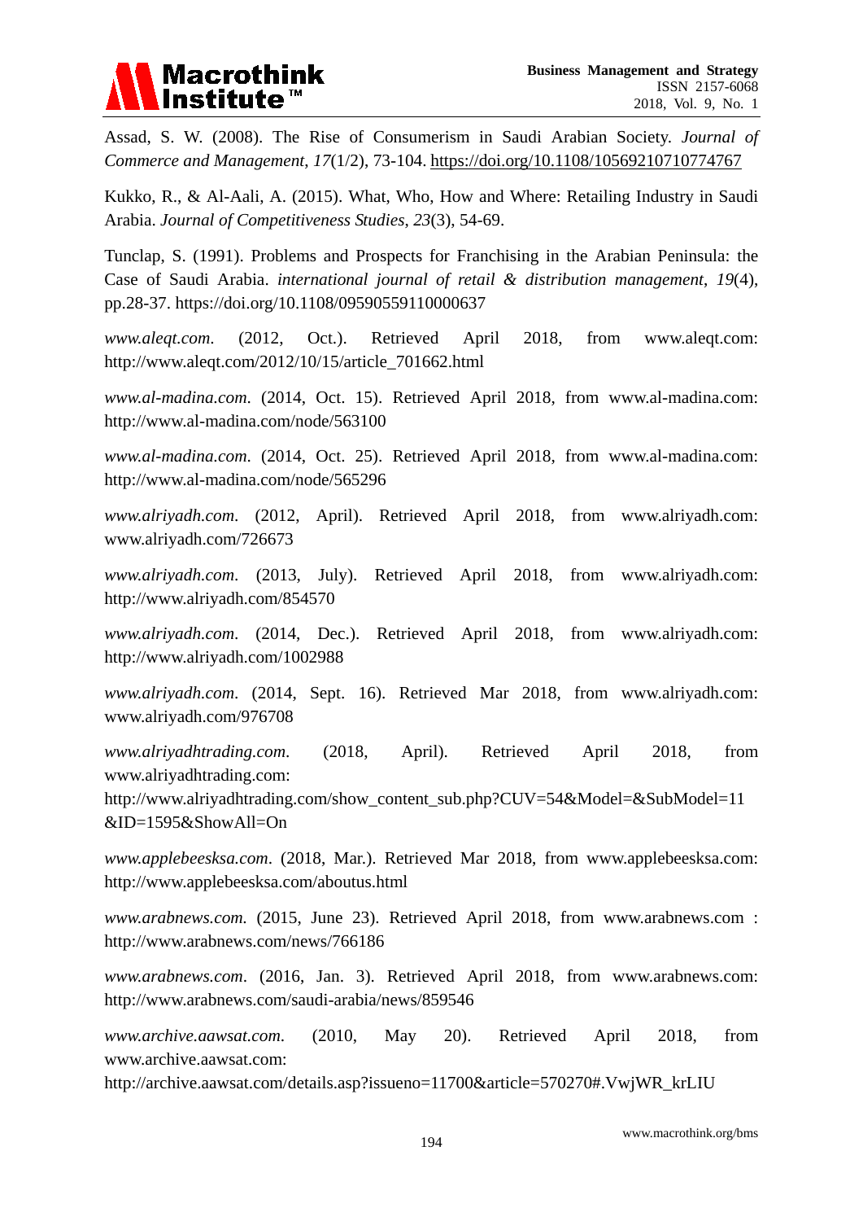Assad, S. W. (2008). The Rise of Consumerism in Saudi Arabian Society. *Journal of Commerce and Management*, *17*(1/2), 73-104. https://doi.org/10.1108/10569210710774767

Kukko, R., & Al-Aali, A. (2015). What, Who, How and Where: Retailing Industry in Saudi Arabia. *Journal of Competitiveness Studies*, *23*(3), 54-69.

Tunclap, S. (1991). Problems and Prospects for Franchising in the Arabian Peninsula: the Case of Saudi Arabia. *international journal of retail & distribution management*, *19*(4), pp.28-37. https://doi.org/10.1108/09590559110000637

*www.aleqt.com*. (2012, Oct.). Retrieved April 2018, from www.aleqt.com: http://www.aleqt.com/2012/10/15/article_701662.html

*www.al-madina.com*. (2014, Oct. 15). Retrieved April 2018, from www.al-madina.com: http://www.al-madina.com/node/563100

*www.al-madina.com*. (2014, Oct. 25). Retrieved April 2018, from www.al-madina.com: http://www.al-madina.com/node/565296

*www.alriyadh.com*. (2012, April). Retrieved April 2018, from www.alriyadh.com: www.alriyadh.com/726673

*www.alriyadh.com*. (2013, July). Retrieved April 2018, from www.alriyadh.com: http://www.alriyadh.com/854570

*www.alriyadh.com*. (2014, Dec.). Retrieved April 2018, from www.alriyadh.com: http://www.alriyadh.com/1002988

*www.alriyadh.com*. (2014, Sept. 16). Retrieved Mar 2018, from www.alriyadh.com: www.alriyadh.com/976708

*www.alriyadhtrading.com*. (2018, April). Retrieved April 2018, from www.alriyadhtrading.com: http://www.alriyadhtrading.com/show_content_sub.php?CUV=54&Model=&SubModel=11&ID=1595&ShowAll=On

*www.applebeesksa.com*. (2018, Mar.). Retrieved Mar 2018, from www.applebeesksa.com: http://www.applebeesksa.com/aboutus.html

*www.arabnews.com*. (2015, June 23). Retrieved April 2018, from www.arabnews.com : http://www.arabnews.com/news/766186

*www.arabnews.com*. (2016, Jan. 3). Retrieved April 2018, from www.arabnews.com: http://www.arabnews.com/saudi-arabia/news/859546

*www.archive.aawsat.com*. (2010, May 20). Retrieved April 2018, from www.archive.aawsat.com: http://archive.aawsat.com/details.asp?issueno=11700&article=570270#.VwjWR_krLIU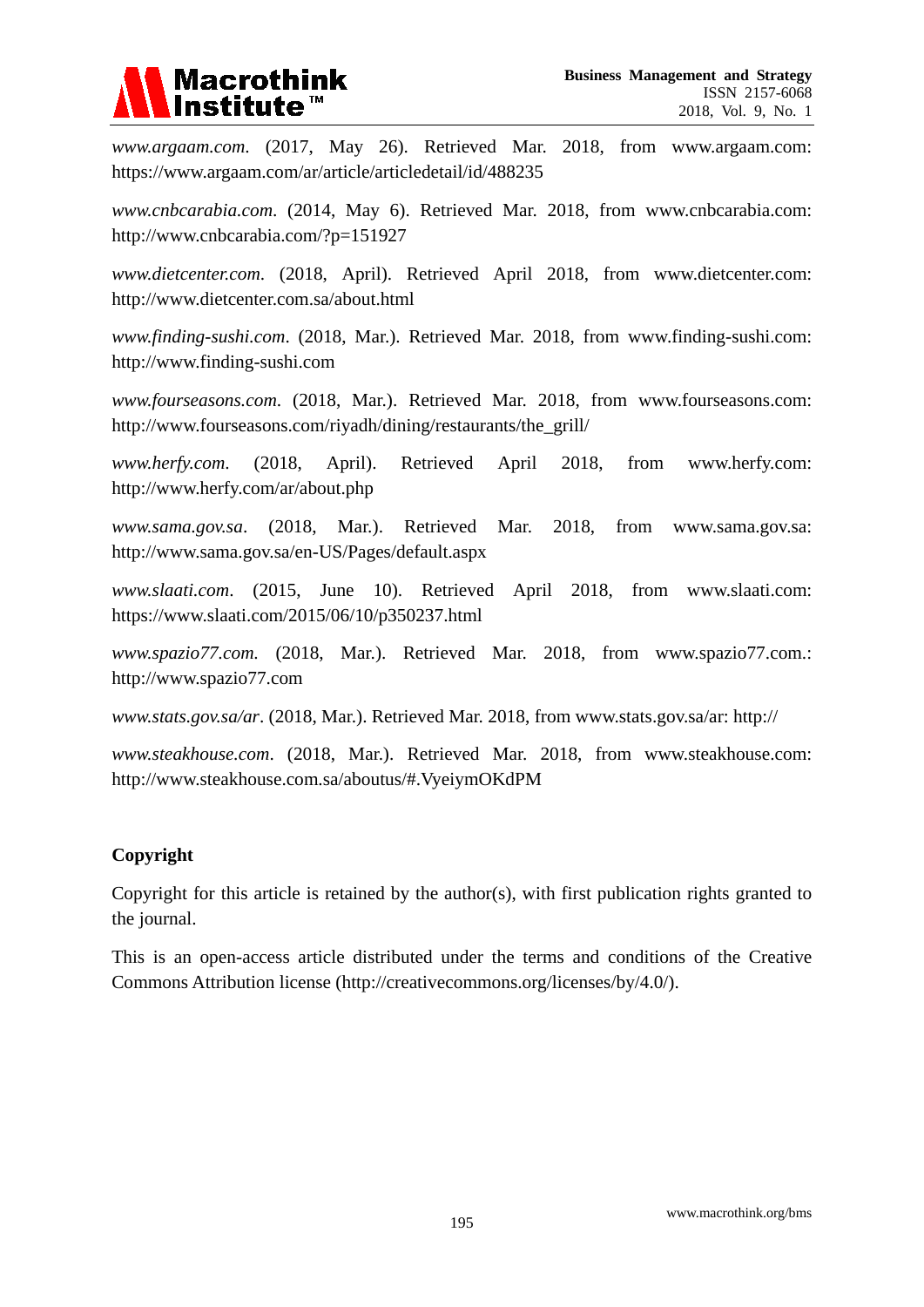*www.argaam.com*. (2017, May 26). Retrieved Mar. 2018, from www.argaam.com: https://www.argaam.com/ar/article/articledetail/id/488235

*www.cnbcarabia.com*. (2014, May 6). Retrieved Mar. 2018, from www.cnbcarabia.com: http://www.cnbcarabia.com/?p=151927

*www.dietcenter.com*. (2018, April). Retrieved April 2018, from www.dietcenter.com: http://www.dietcenter.com.sa/about.html

*www.finding-sushi.com*. (2018, Mar.). Retrieved Mar. 2018, from www.finding-sushi.com: http://www.finding-sushi.com

*www.fourseasons.com*. (2018, Mar.). Retrieved Mar. 2018, from www.fourseasons.com: http://www.fourseasons.com/riyadh/dining/restaurants/the_grill/

*www.herfy.com*. (2018, April). Retrieved April 2018, from www.herfy.com: http://www.herfy.com/ar/about.php

*www.sama.gov.sa*. (2018, Mar.). Retrieved Mar. 2018, from www.sama.gov.sa: http://www.sama.gov.sa/en-US/Pages/default.aspx

*www.slaati.com*. (2015, June 10). Retrieved April 2018, from www.slaati.com: https://www.slaati.com/2015/06/10/p350237.html

*www.spazio77.com.* (2018, Mar.). Retrieved Mar. 2018, from www.spazio77.com.: http://www.spazio77.com

*www.stats.gov.sa/ar*. (2018, Mar.). Retrieved Mar. 2018, from www.stats.gov.sa/ar: http://

*www.steakhouse.com*. (2018, Mar.). Retrieved Mar. 2018, from www.steakhouse.com: http://www.steakhouse.com.sa/aboutus/#.VyeiymOKdPM

**Copyright**

Copyright for this article is retained by the author(s), with first publication rights granted to the journal.

This is an open-access article distributed under the terms and conditions of the Creative Commons Attribution license (http://creativecommons.org/licenses/by/4.0/).